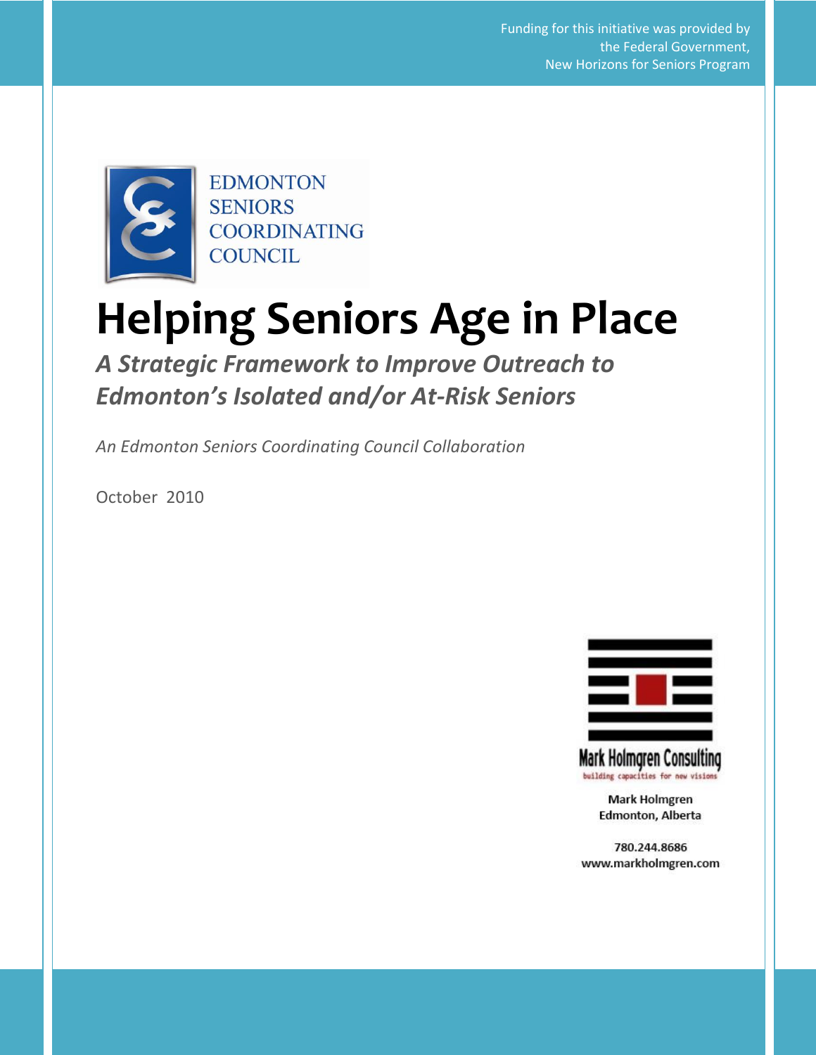Funding for this initiative was provided by the Federal Government, New Horizons for Seniors Program

EDMONTON SENIORS COORDINATING COUNCIL

# Helping Seniors Age in Place

## *A Strategic Framework to Improve Outreach to Edmonton's Isolated and/or At-Risk Seniors*

*An Edmonton Seniors Coordinating Council Collaboration*

October 2010

Mark Holmgren Consulting
building capacities for new visions

Mark Holmgren
Edmonton, Alberta

780.244.8686
www.markholmgren.com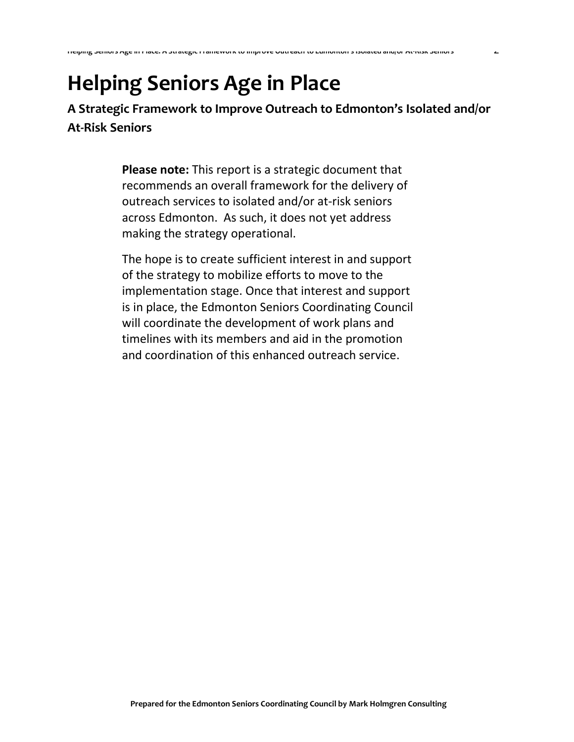# Helping Seniors Age in Place

## A Strategic Framework to Improve Outreach to Edmonton's Isolated and/or At-Risk Seniors

**Please note:** This report is a strategic document that recommends an overall framework for the delivery of outreach services to isolated and/or at-risk seniors across Edmonton. As such, it does not yet address making the strategy operational.

The hope is to create sufficient interest in and support of the strategy to mobilize efforts to move to the implementation stage. Once that interest and support is in place, the Edmonton Seniors Coordinating Council will coordinate the development of work plans and timelines with its members and aid in the promotion and coordination of this enhanced outreach service.

**Prepared for the Edmonton Seniors Coordinating Council by Mark Holmgren Consulting**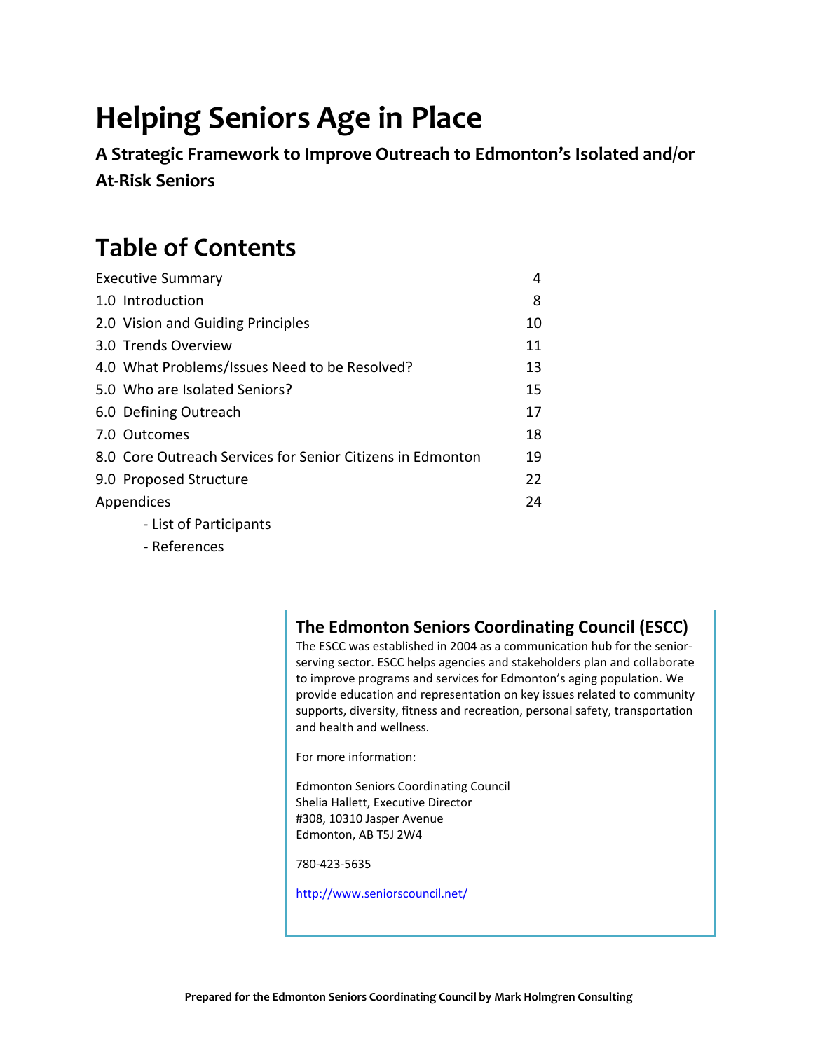# Helping Seniors Age in Place

**A Strategic Framework to Improve Outreach to Edmonton's Isolated and/or At-Risk Seniors**

## Table of Contents

| | |
|---|---|
| Executive Summary | 4 |
| 1.0 Introduction | 8 |
| 2.0 Vision and Guiding Principles | 10 |
| 3.0 Trends Overview | 11 |
| 4.0 What Problems/Issues Need to be Resolved? | 13 |
| 5.0 Who are Isolated Seniors? | 15 |
| 6.0 Defining Outreach | 17 |
| 7.0 Outcomes | 18 |
| 8.0 Core Outreach Services for Senior Citizens in Edmonton | 19 |
| 9.0 Proposed Structure | 22 |
| Appendices | 24 |
| - List of Participants | |
| - References | |

### The Edmonton Seniors Coordinating Council (ESCC)

The ESCC was established in 2004 as a communication hub for the senior-serving sector. ESCC helps agencies and stakeholders plan and collaborate to improve programs and services for Edmonton's aging population. We provide education and representation on key issues related to community supports, diversity, fitness and recreation, personal safety, transportation and health and wellness.

For more information:

Edmonton Seniors Coordinating Council
Shelia Hallett, Executive Director
#308, 10310 Jasper Avenue
Edmonton, AB T5J 2W4

780-423-5635

http://www.seniorscouncil.net/

**Prepared for the Edmonton Seniors Coordinating Council by Mark Holmgren Consulting**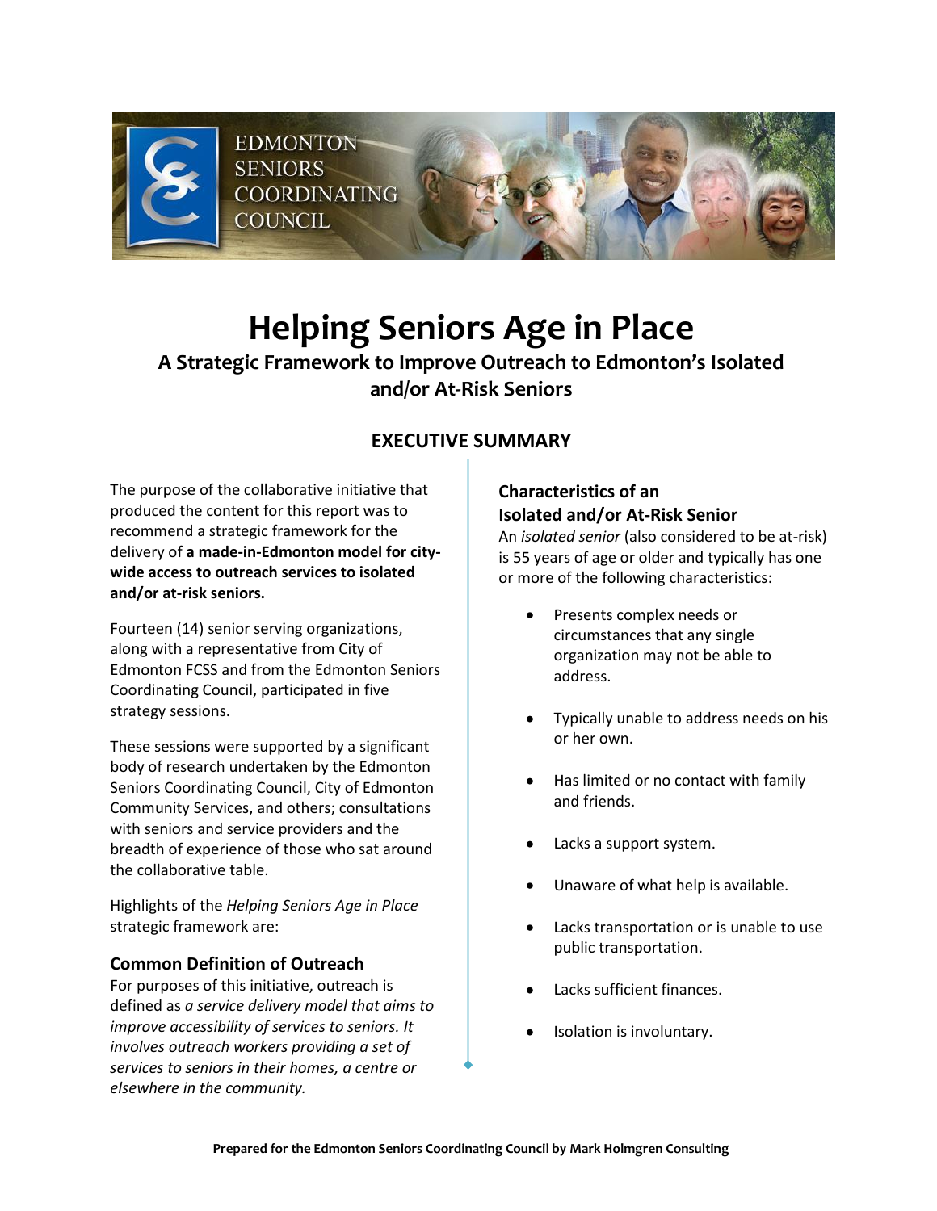EDMONTON SENIORS COORDINATING COUNCIL

# Helping Seniors Age in Place

## A Strategic Framework to Improve Outreach to Edmonton's Isolated and/or At-Risk Seniors

### EXECUTIVE SUMMARY

The purpose of the collaborative initiative that produced the content for this report was to recommend a strategic framework for the delivery of **a made-in-Edmonton model for city-wide access to outreach services to isolated and/or at-risk seniors.**

Fourteen (14) senior serving organizations, along with a representative from City of Edmonton FCSS and from the Edmonton Seniors Coordinating Council, participated in five strategy sessions.

These sessions were supported by a significant body of research undertaken by the Edmonton Seniors Coordinating Council, City of Edmonton Community Services, and others; consultations with seniors and service providers and the breadth of experience of those who sat around the collaborative table.

Highlights of the *Helping Seniors Age in Place* strategic framework are:

#### Common Definition of Outreach

For purposes of this initiative, outreach is defined as *a service delivery model that aims to improve accessibility of services to seniors. It involves outreach workers providing a set of services to seniors in their homes, a centre or elsewhere in the community.*

#### Characteristics of an Isolated and/or At-Risk Senior

An *isolated senior* (also considered to be at-risk) is 55 years of age or older and typically has one or more of the following characteristics:

- Presents complex needs or circumstances that any single organization may not be able to address.
- Typically unable to address needs on his or her own.
- Has limited or no contact with family and friends.
- Lacks a support system.
- Unaware of what help is available.
- Lacks transportation or is unable to use public transportation.
- Lacks sufficient finances.
- Isolation is involuntary.

**Prepared for the Edmonton Seniors Coordinating Council by Mark Holmgren Consulting**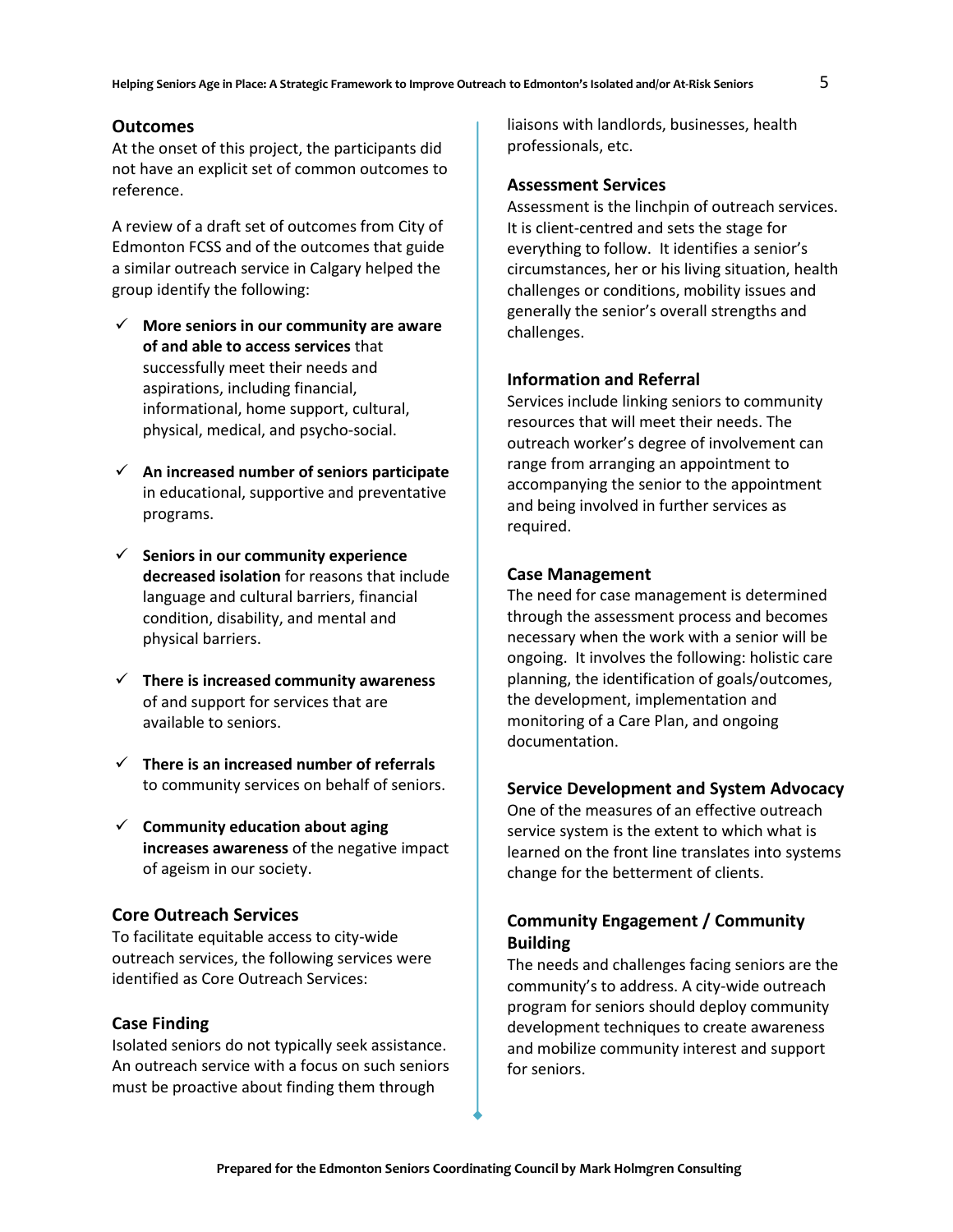## Outcomes

At the onset of this project, the participants did not have an explicit set of common outcomes to reference.

A review of a draft set of outcomes from City of Edmonton FCSS and of the outcomes that guide a similar outreach service in Calgary helped the group identify the following:

- ✓ **More seniors in our community are aware of and able to access services** that successfully meet their needs and aspirations, including financial, informational, home support, cultural, physical, medical, and psycho-social.
- ✓ **An increased number of seniors participate** in educational, supportive and preventative programs.
- ✓ **Seniors in our community experience decreased isolation** for reasons that include language and cultural barriers, financial condition, disability, and mental and physical barriers.
- ✓ **There is increased community awareness** of and support for services that are available to seniors.
- ✓ **There is an increased number of referrals** to community services on behalf of seniors.
- ✓ **Community education about aging increases awareness** of the negative impact of ageism in our society.

## Core Outreach Services

To facilitate equitable access to city-wide outreach services, the following services were identified as Core Outreach Services:

### Case Finding

Isolated seniors do not typically seek assistance. An outreach service with a focus on such seniors must be proactive about finding them through liaisons with landlords, businesses, health professionals, etc.

### Assessment Services

Assessment is the linchpin of outreach services. It is client-centred and sets the stage for everything to follow. It identifies a senior's circumstances, her or his living situation, health challenges or conditions, mobility issues and generally the senior's overall strengths and challenges.

### Information and Referral

Services include linking seniors to community resources that will meet their needs. The outreach worker's degree of involvement can range from arranging an appointment to accompanying the senior to the appointment and being involved in further services as required.

### Case Management

The need for case management is determined through the assessment process and becomes necessary when the work with a senior will be ongoing. It involves the following: holistic care planning, the identification of goals/outcomes, the development, implementation and monitoring of a Care Plan, and ongoing documentation.

### Service Development and System Advocacy

One of the measures of an effective outreach service system is the extent to which what is learned on the front line translates into systems change for the betterment of clients.

### Community Engagement / Community Building

The needs and challenges facing seniors are the community's to address. A city-wide outreach program for seniors should deploy community development techniques to create awareness and mobilize community interest and support for seniors.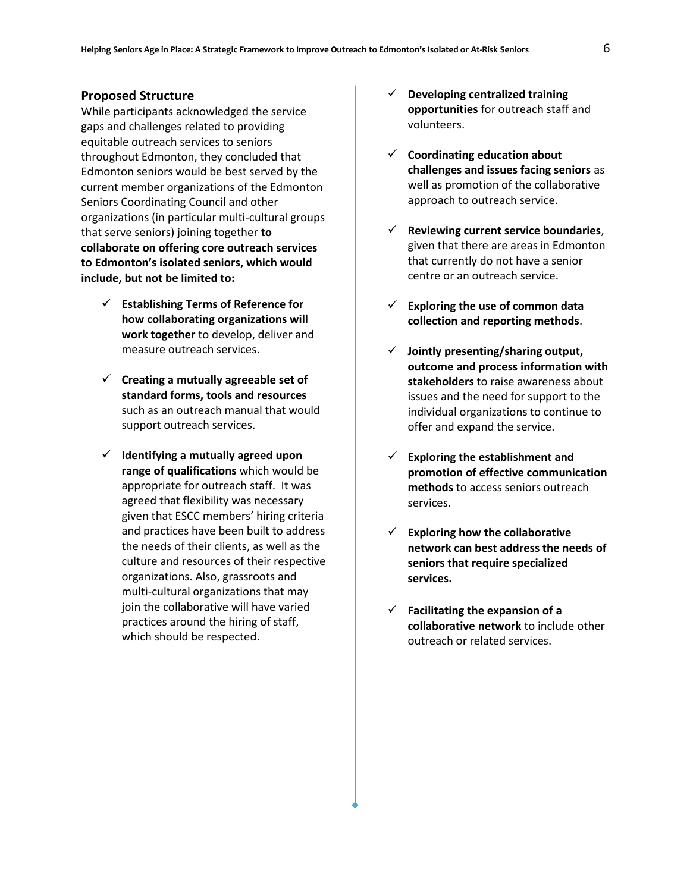## Proposed Structure

While participants acknowledged the service gaps and challenges related to providing equitable outreach services to seniors throughout Edmonton, they concluded that Edmonton seniors would be best served by the current member organizations of the Edmonton Seniors Coordinating Council and other organizations (in particular multi-cultural groups that serve seniors) joining together **to collaborate on offering core outreach services to Edmonton's isolated seniors, which would include, but not be limited to:**

- ✓ **Establishing Terms of Reference for how collaborating organizations will work together** to develop, deliver and measure outreach services.
- ✓ **Creating a mutually agreeable set of standard forms, tools and resources** such as an outreach manual that would support outreach services.
- ✓ **Identifying a mutually agreed upon range of qualifications** which would be appropriate for outreach staff. It was agreed that flexibility was necessary given that ESCC members' hiring criteria and practices have been built to address the needs of their clients, as well as the culture and resources of their respective organizations. Also, grassroots and multi-cultural organizations that may join the collaborative will have varied practices around the hiring of staff, which should be respected.
- ✓ **Developing centralized training opportunities** for outreach staff and volunteers.
- ✓ **Coordinating education about challenges and issues facing seniors** as well as promotion of the collaborative approach to outreach service.
- ✓ **Reviewing current service boundaries**, given that there are areas in Edmonton that currently do not have a senior centre or an outreach service.
- ✓ **Exploring the use of common data collection and reporting methods**.
- ✓ **Jointly presenting/sharing output, outcome and process information with stakeholders** to raise awareness about issues and the need for support to the individual organizations to continue to offer and expand the service.
- ✓ **Exploring the establishment and promotion of effective communication methods** to access seniors outreach services.
- ✓ **Exploring how the collaborative network can best address the needs of seniors that require specialized services.**
- ✓ **Facilitating the expansion of a collaborative network** to include other outreach or related services.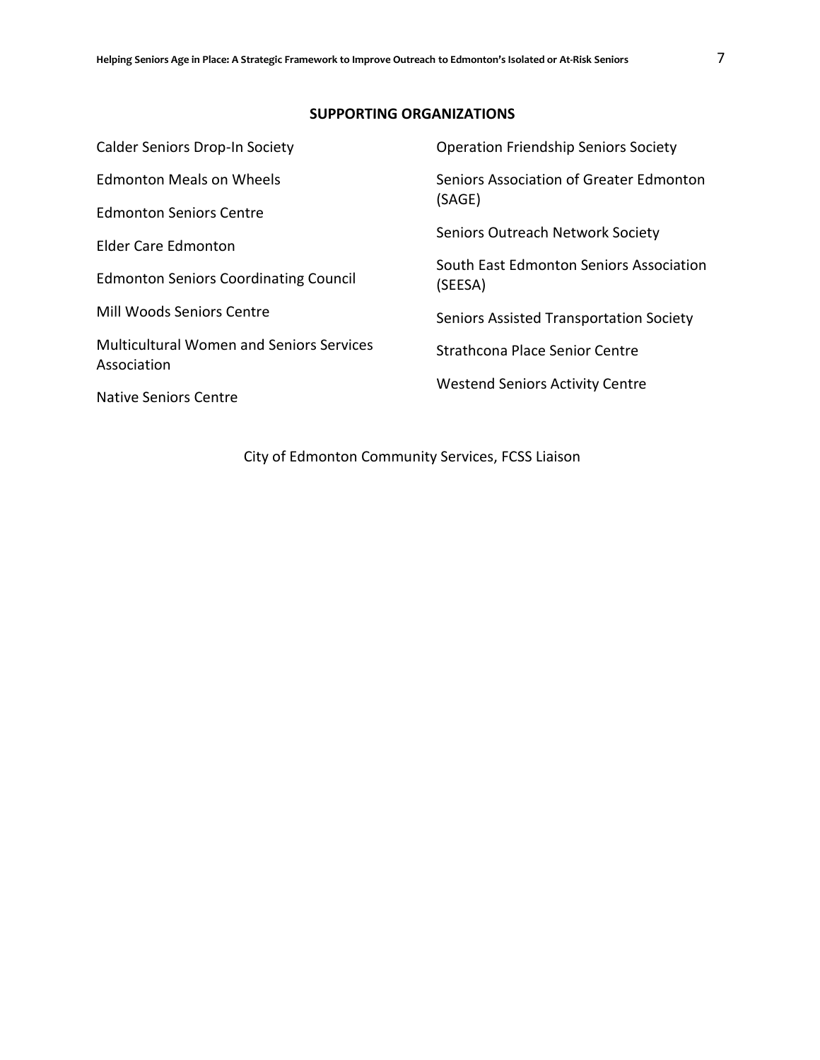## SUPPORTING ORGANIZATIONS

Calder Seniors Drop-In Society

Edmonton Meals on Wheels

Edmonton Seniors Centre

Elder Care Edmonton

Edmonton Seniors Coordinating Council

Mill Woods Seniors Centre

Multicultural Women and Seniors Services Association

Native Seniors Centre

Operation Friendship Seniors Society

Seniors Association of Greater Edmonton (SAGE)

Seniors Outreach Network Society

South East Edmonton Seniors Association (SEESA)

Seniors Assisted Transportation Society

Strathcona Place Senior Centre

Westend Seniors Activity Centre

City of Edmonton Community Services, FCSS Liaison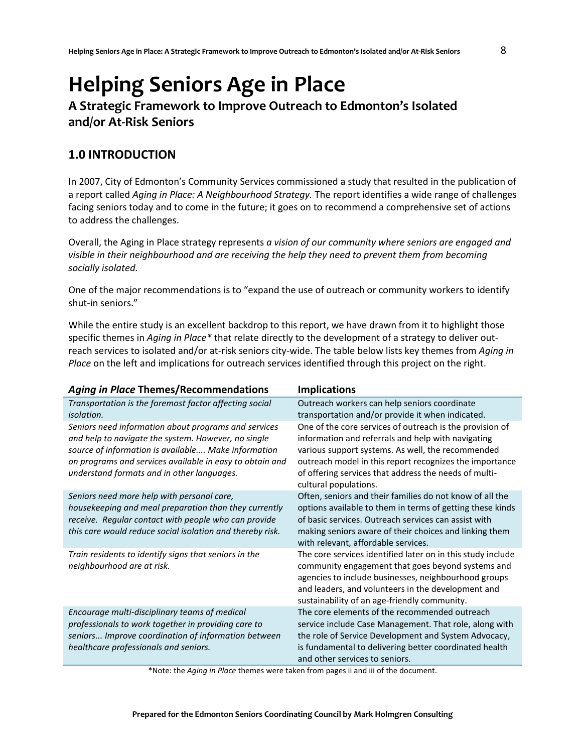# Helping Seniors Age in Place

## A Strategic Framework to Improve Outreach to Edmonton's Isolated and/or At-Risk Seniors

### 1.0 INTRODUCTION

In 2007, City of Edmonton's Community Services commissioned a study that resulted in the publication of a report called *Aging in Place: A Neighbourhood Strategy.* The report identifies a wide range of challenges facing seniors today and to come in the future; it goes on to recommend a comprehensive set of actions to address the challenges.

Overall, the Aging in Place strategy represents *a vision of our community where seniors are engaged and visible in their neighbourhood and are receiving the help they need to prevent them from becoming socially isolated.*

One of the major recommendations is to "expand the use of outreach or community workers to identify shut-in seniors."

While the entire study is an excellent backdrop to this report, we have drawn from it to highlight those specific themes in *Aging in Place** that relate directly to the development of a strategy to deliver out-reach services to isolated and/or at-risk seniors city-wide. The table below lists key themes from *Aging in Place* on the left and implications for outreach services identified through this project on the right.

| ***Aging in Place* Themes/Recommendations** | **Implications** |
| --- | --- |
| *Transportation is the foremost factor affecting social isolation.* | Outreach workers can help seniors coordinate transportation and/or provide it when indicated. |
| *Seniors need information about programs and services and help to navigate the system. However, no single source of information is available.... Make information on programs and services available in easy to obtain and understand formats and in other languages.* | One of the core services of outreach is the provision of information and referrals and help with navigating various support systems. As well, the recommended outreach model in this report recognizes the importance of offering services that address the needs of multi-cultural populations. |
| *Seniors need more help with personal care, housekeeping and meal preparation than they currently receive. Regular contact with people who can provide this care would reduce social isolation and thereby risk.* | Often, seniors and their families do not know of all the options available to them in terms of getting these kinds of basic services. Outreach services can assist with making seniors aware of their choices and linking them with relevant, affordable services. |
| *Train residents to identify signs that seniors in the neighbourhood are at risk.* | The core services identified later on in this study include community engagement that goes beyond systems and agencies to include businesses, neighbourhood groups and leaders, and volunteers in the development and sustainability of an age-friendly community. |
| *Encourage multi-disciplinary teams of medical professionals to work together in providing care to seniors... Improve coordination of information between healthcare professionals and seniors.* | The core elements of the recommended outreach service include Case Management. That role, along with the role of Service Development and System Advocacy, is fundamental to delivering better coordinated health and other services to seniors. |

*Note: the *Aging in Place* themes were taken from pages ii and iii of the document.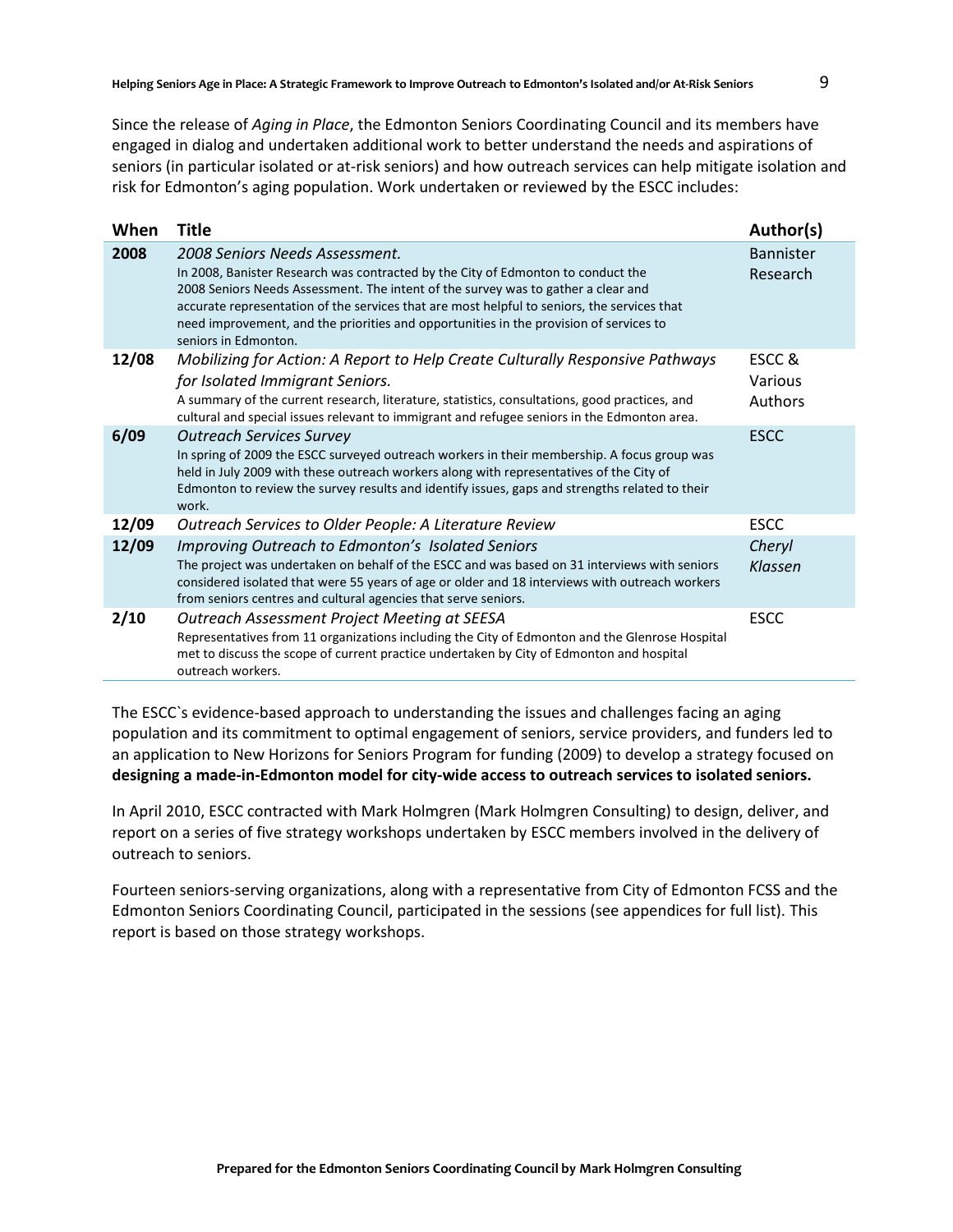Since the release of *Aging in Place*, the Edmonton Seniors Coordinating Council and its members have engaged in dialog and undertaken additional work to better understand the needs and aspirations of seniors (in particular isolated or at-risk seniors) and how outreach services can help mitigate isolation and risk for Edmonton's aging population. Work undertaken or reviewed by the ESCC includes:

| When | Title | Author(s) |
|---|---|---|
| **2008** | *2008 Seniors Needs Assessment.* In 2008, Banister Research was contracted by the City of Edmonton to conduct the 2008 Seniors Needs Assessment. The intent of the survey was to gather a clear and accurate representation of the services that are most helpful to seniors, the services that need improvement, and the priorities and opportunities in the provision of services to seniors in Edmonton. | Bannister Research |
| **12/08** | *Mobilizing for Action: A Report to Help Create Culturally Responsive Pathways for Isolated Immigrant Seniors.* A summary of the current research, literature, statistics, consultations, good practices, and cultural and special issues relevant to immigrant and refugee seniors in the Edmonton area. | ESCC & Various Authors |
| **6/09** | *Outreach Services Survey* In spring of 2009 the ESCC surveyed outreach workers in their membership. A focus group was held in July 2009 with these outreach workers along with representatives of the City of Edmonton to review the survey results and identify issues, gaps and strengths related to their work. | ESCC |
| **12/09** | *Outreach Services to Older People: A Literature Review* | ESCC |
| **12/09** | *Improving Outreach to Edmonton's Isolated Seniors* The project was undertaken on behalf of the ESCC and was based on 31 interviews with seniors considered isolated that were 55 years of age or older and 18 interviews with outreach workers from seniors centres and cultural agencies that serve seniors. | *Cheryl Klassen* |
| **2/10** | *Outreach Assessment Project Meeting at SEESA* Representatives from 11 organizations including the City of Edmonton and the Glenrose Hospital met to discuss the scope of current practice undertaken by City of Edmonton and hospital outreach workers. | ESCC |

The ESCC`s evidence-based approach to understanding the issues and challenges facing an aging population and its commitment to optimal engagement of seniors, service providers, and funders led to an application to New Horizons for Seniors Program for funding (2009) to develop a strategy focused on **designing a made-in-Edmonton model for city-wide access to outreach services to isolated seniors.**

In April 2010, ESCC contracted with Mark Holmgren (Mark Holmgren Consulting) to design, deliver, and report on a series of five strategy workshops undertaken by ESCC members involved in the delivery of outreach to seniors.

Fourteen seniors-serving organizations, along with a representative from City of Edmonton FCSS and the Edmonton Seniors Coordinating Council, participated in the sessions (see appendices for full list). This report is based on those strategy workshops.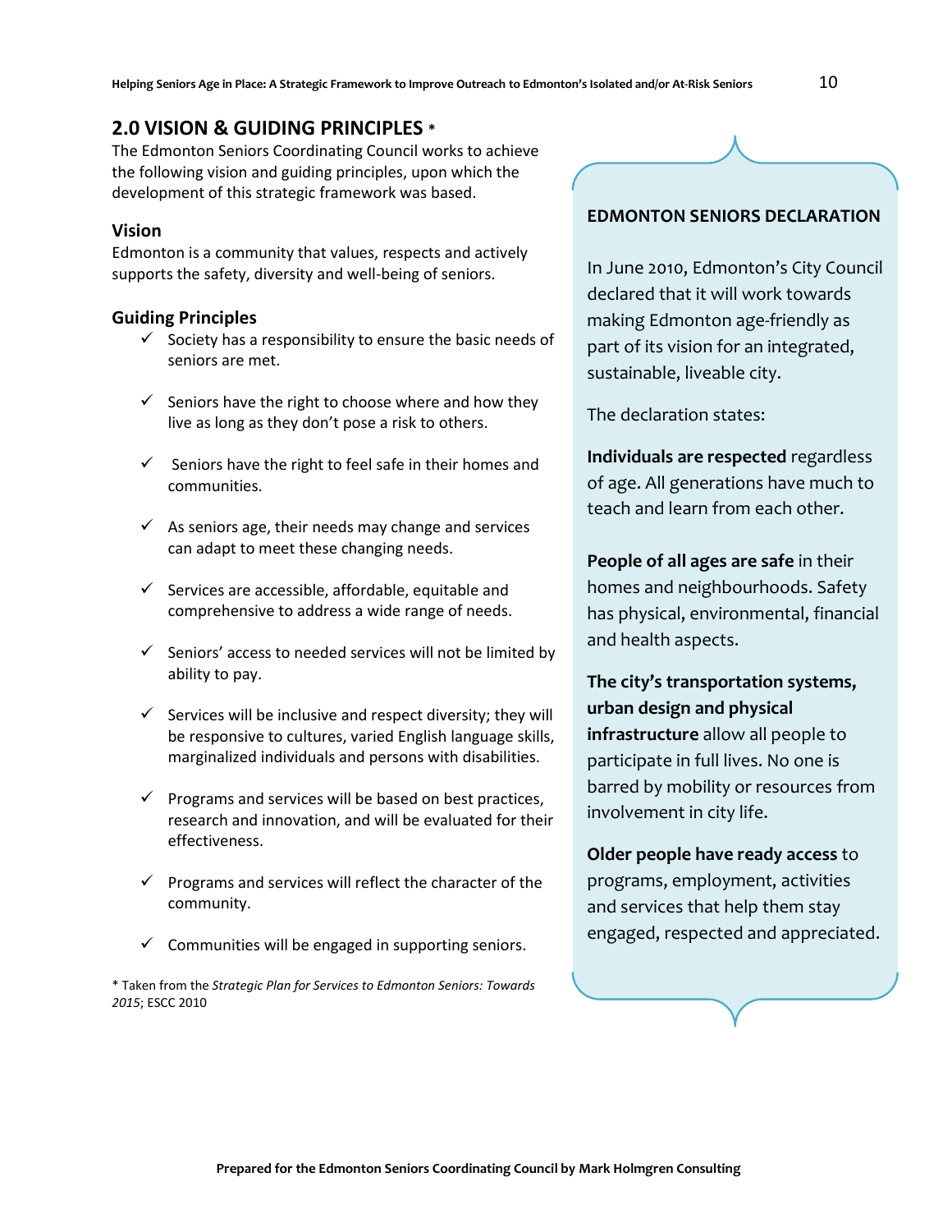## 2.0 VISION & GUIDING PRINCIPLES *

The Edmonton Seniors Coordinating Council works to achieve the following vision and guiding principles, upon which the development of this strategic framework was based.

### Vision

Edmonton is a community that values, respects and actively supports the safety, diversity and well-being of seniors.

### Guiding Principles

- ✓ Society has a responsibility to ensure the basic needs of seniors are met.
- ✓ Seniors have the right to choose where and how they live as long as they don't pose a risk to others.
- ✓ Seniors have the right to feel safe in their homes and communities.
- ✓ As seniors age, their needs may change and services can adapt to meet these changing needs.
- ✓ Services are accessible, affordable, equitable and comprehensive to address a wide range of needs.
- ✓ Seniors' access to needed services will not be limited by ability to pay.
- ✓ Services will be inclusive and respect diversity; they will be responsive to cultures, varied English language skills, marginalized individuals and persons with disabilities.
- ✓ Programs and services will be based on best practices, research and innovation, and will be evaluated for their effectiveness.
- ✓ Programs and services will reflect the character of the community.
- ✓ Communities will be engaged in supporting seniors.

* Taken from the *Strategic Plan for Services to Edmonton Seniors: Towards 2015*; ESCC 2010

**EDMONTON SENIORS DECLARATION**

In June 2010, Edmonton's City Council declared that it will work towards making Edmonton age-friendly as part of its vision for an integrated, sustainable, liveable city.

The declaration states:

**Individuals are respected** regardless of age. All generations have much to teach and learn from each other.

**People of all ages are safe** in their homes and neighbourhoods. Safety has physical, environmental, financial and health aspects.

**The city's transportation systems, urban design and physical infrastructure** allow all people to participate in full lives. No one is barred by mobility or resources from involvement in city life.

**Older people have ready access** to programs, employment, activities and services that help them stay engaged, respected and appreciated.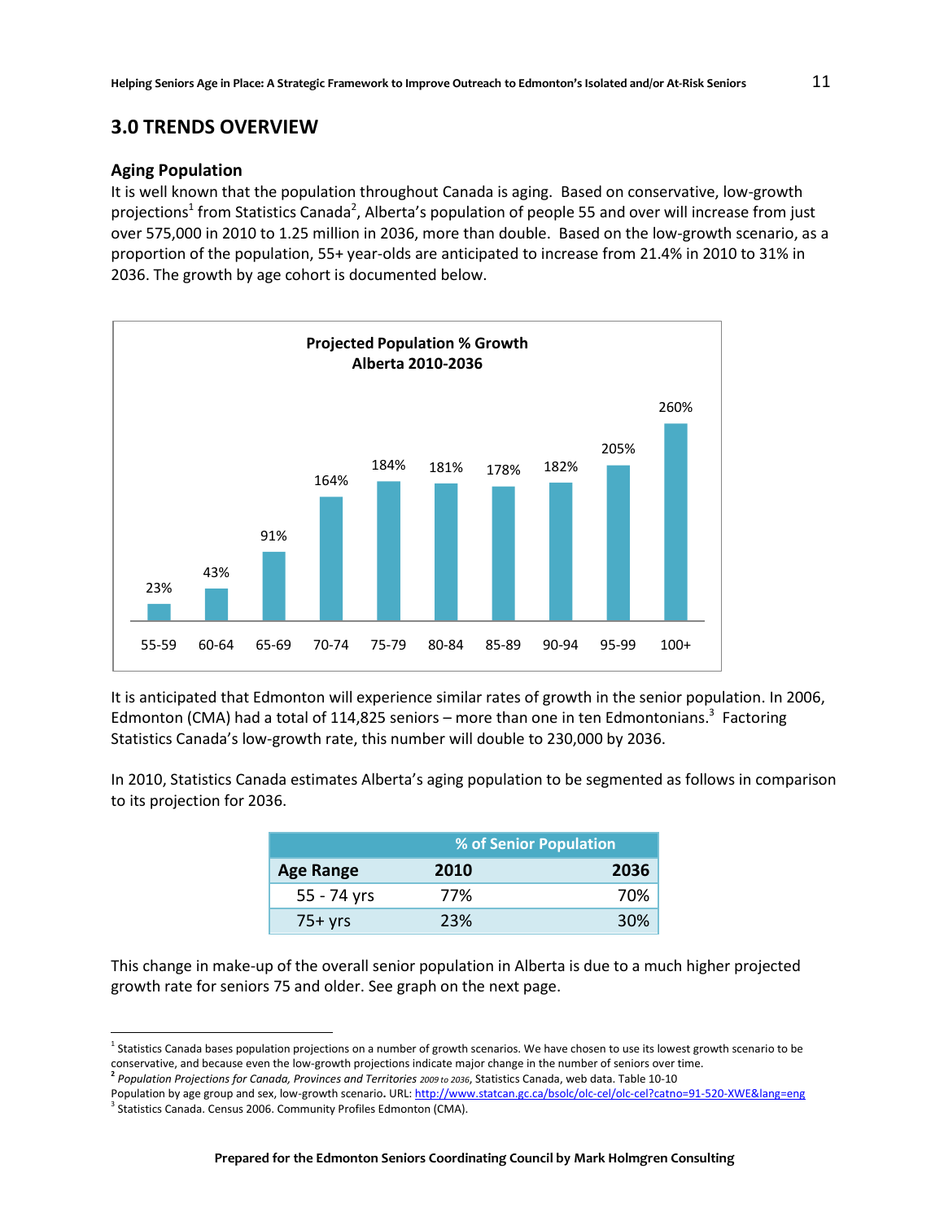## 3.0 TRENDS OVERVIEW

### Aging Population

It is well known that the population throughout Canada is aging. Based on conservative, low-growth projections[1] from Statistics Canada[2], Alberta's population of people 55 and over will increase from just over 575,000 in 2010 to 1.25 million in 2036, more than double. Based on the low-growth scenario, as a proportion of the population, 55+ year-olds are anticipated to increase from 21.4% in 2010 to 31% in 2036. The growth by age cohort is documented below.

**Projected Population % Growth**
**Alberta 2010-2036**

| Age | % Growth |
|---|---|
| 55-59 | 23% |
| 60-64 | 43% |
| 65-69 | 91% |
| 70-74 | 164% |
| 75-79 | 184% |
| 80-84 | 181% |
| 85-89 | 178% |
| 90-94 | 182% |
| 95-99 | 205% |
| 100+ | 260% |

It is anticipated that Edmonton will experience similar rates of growth in the senior population. In 2006, Edmonton (CMA) had a total of 114,825 seniors – more than one in ten Edmontonians.[3] Factoring Statistics Canada's low-growth rate, this number will double to 230,000 by 2036.

In 2010, Statistics Canada estimates Alberta's aging population to be segmented as follows in comparison to its projection for 2036.

| | % of Senior Population | |
|---|---|---|
| **Age Range** | **2010** | **2036** |
| 55 - 74 yrs | 77% | 70% |
| 75+ yrs | 23% | 30% |

This change in make-up of the overall senior population in Alberta is due to a much higher projected growth rate for seniors 75 and older. See graph on the next page.

---

[1] Statistics Canada bases population projections on a number of growth scenarios. We have chosen to use its lowest growth scenario to be conservative, and because even the low-growth projections indicate major change in the number of seniors over time.

[2] *Population Projections for Canada, Provinces and Territories 2009 to 2036*, Statistics Canada, web data. Table 10-10 Population by age group and sex, low-growth scenario. URL: http://www.statcan.gc.ca/bsolc/olc-cel/olc-cel?catno=91-520-XWE&lang=eng

[3] Statistics Canada. Census 2006. Community Profiles Edmonton (CMA).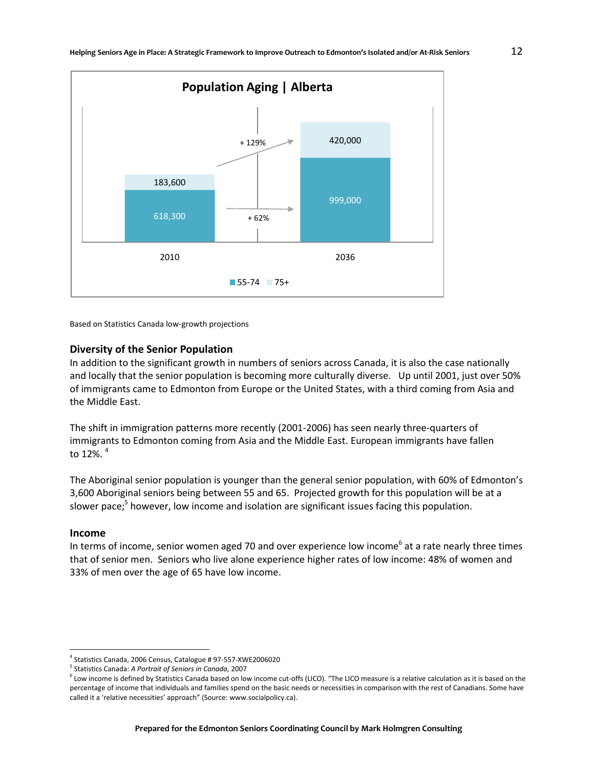**Population Aging | Alberta**

| | 2010 | 2036 |
|---|---|---|
| 55-74 | 618,300 | 999,000 |
| 75+ | 183,600 | 420,000 |

+ 129%

+ 62%

Based on Statistics Canada low-growth projections

### Diversity of the Senior Population

In addition to the significant growth in numbers of seniors across Canada, it is also the case nationally and locally that the senior population is becoming more culturally diverse. Up until 2001, just over 50% of immigrants came to Edmonton from Europe or the United States, with a third coming from Asia and the Middle East.

The shift in immigration patterns more recently (2001-2006) has seen nearly three-quarters of immigrants to Edmonton coming from Asia and the Middle East. European immigrants have fallen to 12%. [4]

The Aboriginal senior population is younger than the general senior population, with 60% of Edmonton's 3,600 Aboriginal seniors being between 55 and 65. Projected growth for this population will be at a slower pace;[5] however, low income and isolation are significant issues facing this population.

### Income

In terms of income, senior women aged 70 and over experience low income[6] at a rate nearly three times that of senior men. Seniors who live alone experience higher rates of low income: 48% of women and 33% of men over the age of 65 have low income.

---

[4] Statistics Canada, 2006 Census, Catalogue # 97-557-XWE2006020

[5] Statistics Canada: *A Portrait of Seniors in Canada*, 2007

[6] Low income is defined by Statistics Canada based on low income cut-offs (LICO). "The LICO measure is a relative calculation as it is based on the percentage of income that individuals and families spend on the basic needs or necessities in comparison with the rest of Canadians. Some have called it a 'relative necessities' approach" (Source: www.socialpolicy.ca).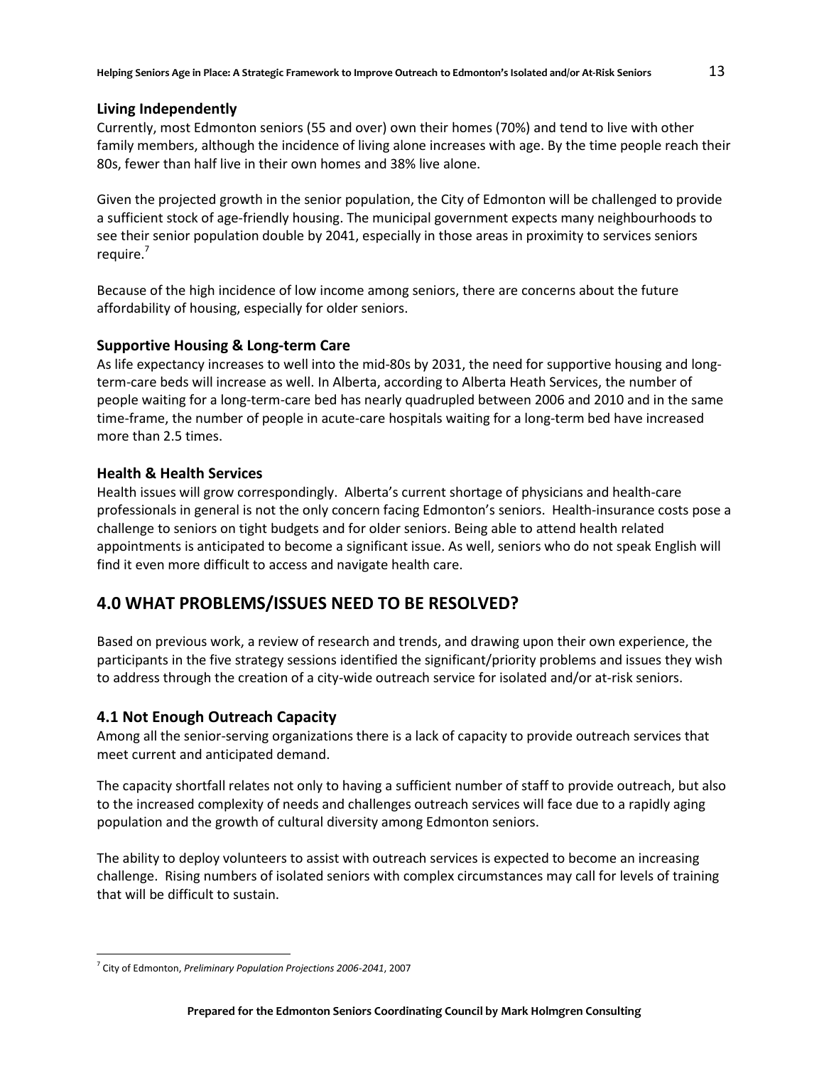### Living Independently

Currently, most Edmonton seniors (55 and over) own their homes (70%) and tend to live with other family members, although the incidence of living alone increases with age. By the time people reach their 80s, fewer than half live in their own homes and 38% live alone.

Given the projected growth in the senior population, the City of Edmonton will be challenged to provide a sufficient stock of age-friendly housing. The municipal government expects many neighbourhoods to see their senior population double by 2041, especially in those areas in proximity to services seniors require.[7]

Because of the high incidence of low income among seniors, there are concerns about the future affordability of housing, especially for older seniors.

### Supportive Housing & Long-term Care

As life expectancy increases to well into the mid-80s by 2031, the need for supportive housing and long-term-care beds will increase as well. In Alberta, according to Alberta Heath Services, the number of people waiting for a long-term-care bed has nearly quadrupled between 2006 and 2010 and in the same time-frame, the number of people in acute-care hospitals waiting for a long-term bed have increased more than 2.5 times.

### Health & Health Services

Health issues will grow correspondingly. Alberta's current shortage of physicians and health-care professionals in general is not the only concern facing Edmonton's seniors. Health-insurance costs pose a challenge to seniors on tight budgets and for older seniors. Being able to attend health related appointments is anticipated to become a significant issue. As well, seniors who do not speak English will find it even more difficult to access and navigate health care.

# 4.0 WHAT PROBLEMS/ISSUES NEED TO BE RESOLVED?

Based on previous work, a review of research and trends, and drawing upon their own experience, the participants in the five strategy sessions identified the significant/priority problems and issues they wish to address through the creation of a city-wide outreach service for isolated and/or at-risk seniors.

## 4.1 Not Enough Outreach Capacity

Among all the senior-serving organizations there is a lack of capacity to provide outreach services that meet current and anticipated demand.

The capacity shortfall relates not only to having a sufficient number of staff to provide outreach, but also to the increased complexity of needs and challenges outreach services will face due to a rapidly aging population and the growth of cultural diversity among Edmonton seniors.

The ability to deploy volunteers to assist with outreach services is expected to become an increasing challenge. Rising numbers of isolated seniors with complex circumstances may call for levels of training that will be difficult to sustain.

---

[7] City of Edmonton, *Preliminary Population Projections 2006-2041*, 2007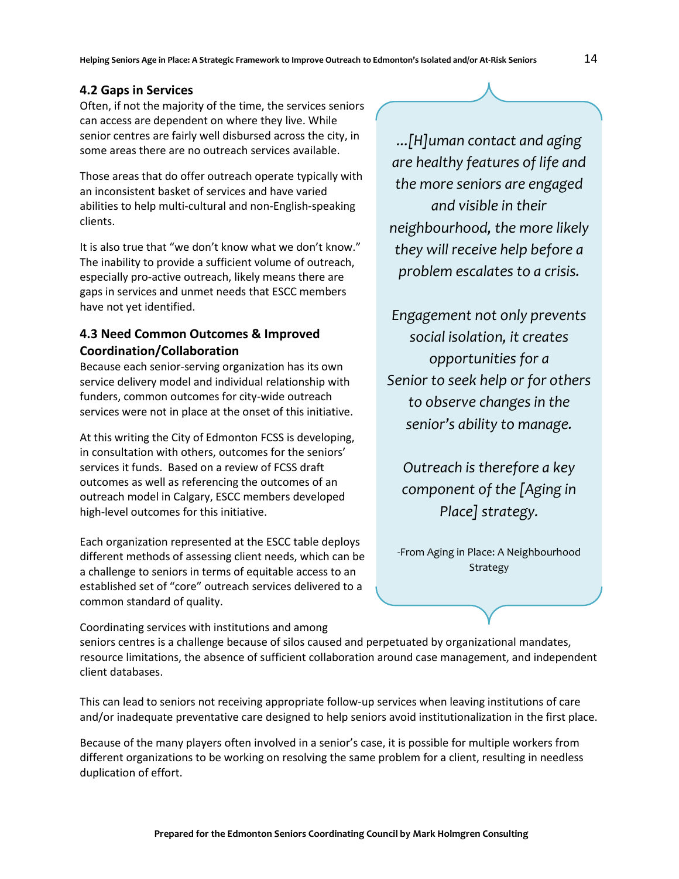### 4.2 Gaps in Services

Often, if not the majority of the time, the services seniors can access are dependent on where they live. While senior centres are fairly well disbursed across the city, in some areas there are no outreach services available.

Those areas that do offer outreach operate typically with an inconsistent basket of services and have varied abilities to help multi-cultural and non-English-speaking clients.

It is also true that "we don't know what we don't know." The inability to provide a sufficient volume of outreach, especially pro-active outreach, likely means there are gaps in services and unmet needs that ESCC members have not yet identified.

### 4.3 Need Common Outcomes & Improved Coordination/Collaboration

Because each senior-serving organization has its own service delivery model and individual relationship with funders, common outcomes for city-wide outreach services were not in place at the onset of this initiative.

At this writing the City of Edmonton FCSS is developing, in consultation with others, outcomes for the seniors' services it funds. Based on a review of FCSS draft outcomes as well as referencing the outcomes of an outreach model in Calgary, ESCC members developed high-level outcomes for this initiative.

Each organization represented at the ESCC table deploys different methods of assessing client needs, which can be a challenge to seniors in terms of equitable access to an established set of "core" outreach services delivered to a common standard of quality.

> *...[H]uman contact and aging are healthy features of life and the more seniors are engaged and visible in their neighbourhood, the more likely they will receive help before a problem escalates to a crisis.*
>
> *Engagement not only prevents social isolation, it creates opportunities for a Senior to seek help or for others to observe changes in the senior's ability to manage.*
>
> *Outreach is therefore a key component of the [Aging in Place] strategy.*
>
> -From Aging in Place: A Neighbourhood Strategy

Coordinating services with institutions and among seniors centres is a challenge because of silos caused and perpetuated by organizational mandates, resource limitations, the absence of sufficient collaboration around case management, and independent client databases.

This can lead to seniors not receiving appropriate follow-up services when leaving institutions of care and/or inadequate preventative care designed to help seniors avoid institutionalization in the first place.

Because of the many players often involved in a senior's case, it is possible for multiple workers from different organizations to be working on resolving the same problem for a client, resulting in needless duplication of effort.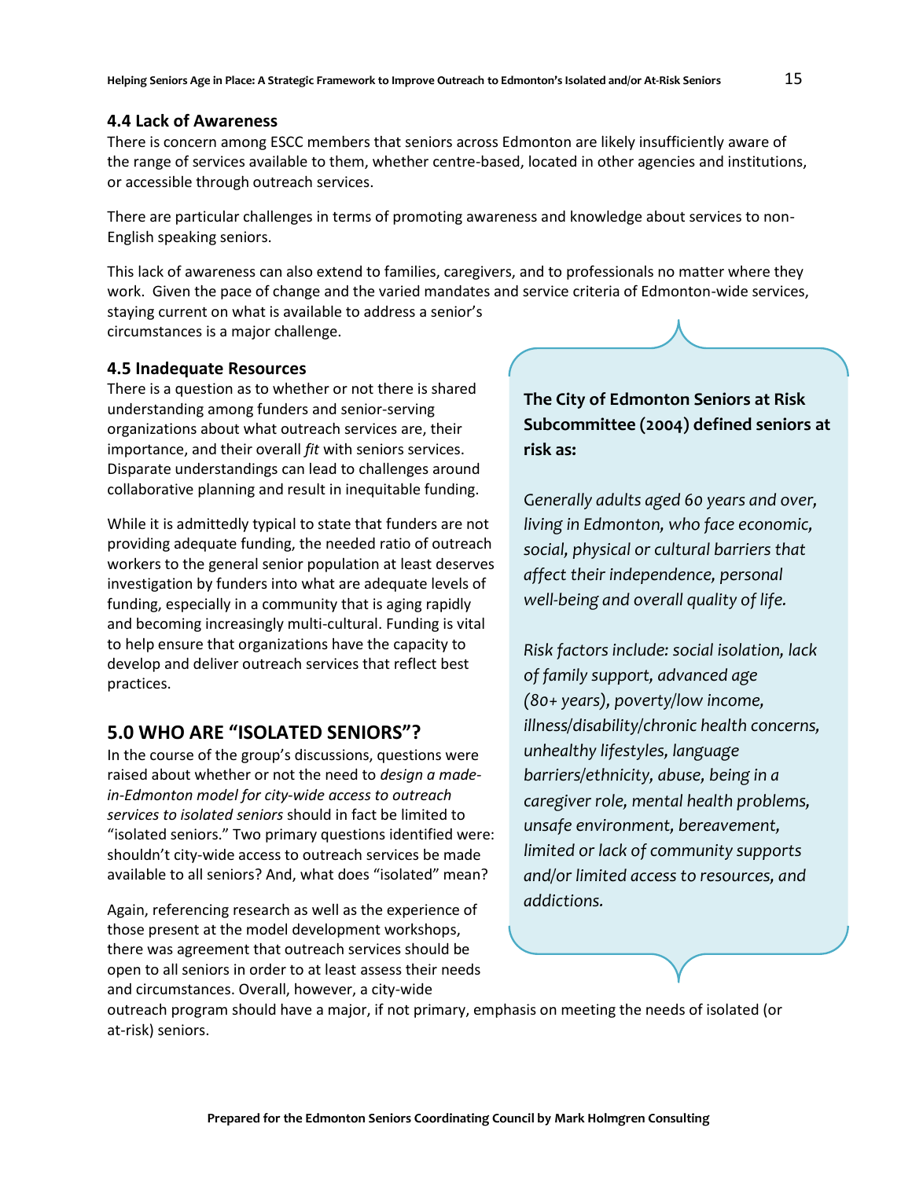### 4.4 Lack of Awareness

There is concern among ESCC members that seniors across Edmonton are likely insufficiently aware of the range of services available to them, whether centre-based, located in other agencies and institutions, or accessible through outreach services.

There are particular challenges in terms of promoting awareness and knowledge about services to non-English speaking seniors.

This lack of awareness can also extend to families, caregivers, and to professionals no matter where they work. Given the pace of change and the varied mandates and service criteria of Edmonton-wide services, staying current on what is available to address a senior's circumstances is a major challenge.

### 4.5 Inadequate Resources

There is a question as to whether or not there is shared understanding among funders and senior-serving organizations about what outreach services are, their importance, and their overall *fit* with seniors services. Disparate understandings can lead to challenges around collaborative planning and result in inequitable funding.

While it is admittedly typical to state that funders are not providing adequate funding, the needed ratio of outreach workers to the general senior population at least deserves investigation by funders into what are adequate levels of funding, especially in a community that is aging rapidly and becoming increasingly multi-cultural. Funding is vital to help ensure that organizations have the capacity to develop and deliver outreach services that reflect best practices.

## 5.0 WHO ARE "ISOLATED SENIORS"?

In the course of the group's discussions, questions were raised about whether or not the need to *design a made-in-Edmonton model for city-wide access to outreach services to isolated seniors* should in fact be limited to "isolated seniors." Two primary questions identified were: shouldn't city-wide access to outreach services be made available to all seniors? And, what does "isolated" mean?

Again, referencing research as well as the experience of those present at the model development workshops, there was agreement that outreach services should be open to all seniors in order to at least assess their needs and circumstances. Overall, however, a city-wide outreach program should have a major, if not primary, emphasis on meeting the needs of isolated (or at-risk) seniors.

**The City of Edmonton Seniors at Risk Subcommittee (2004) defined seniors at risk as:**

*Generally adults aged 60 years and over, living in Edmonton, who face economic, social, physical or cultural barriers that affect their independence, personal well-being and overall quality of life.*

*Risk factors include: social isolation, lack of family support, advanced age (80+ years), poverty/low income, illness/disability/chronic health concerns, unhealthy lifestyles, language barriers/ethnicity, abuse, being in a caregiver role, mental health problems, unsafe environment, bereavement, limited or lack of community supports and/or limited access to resources, and addictions.*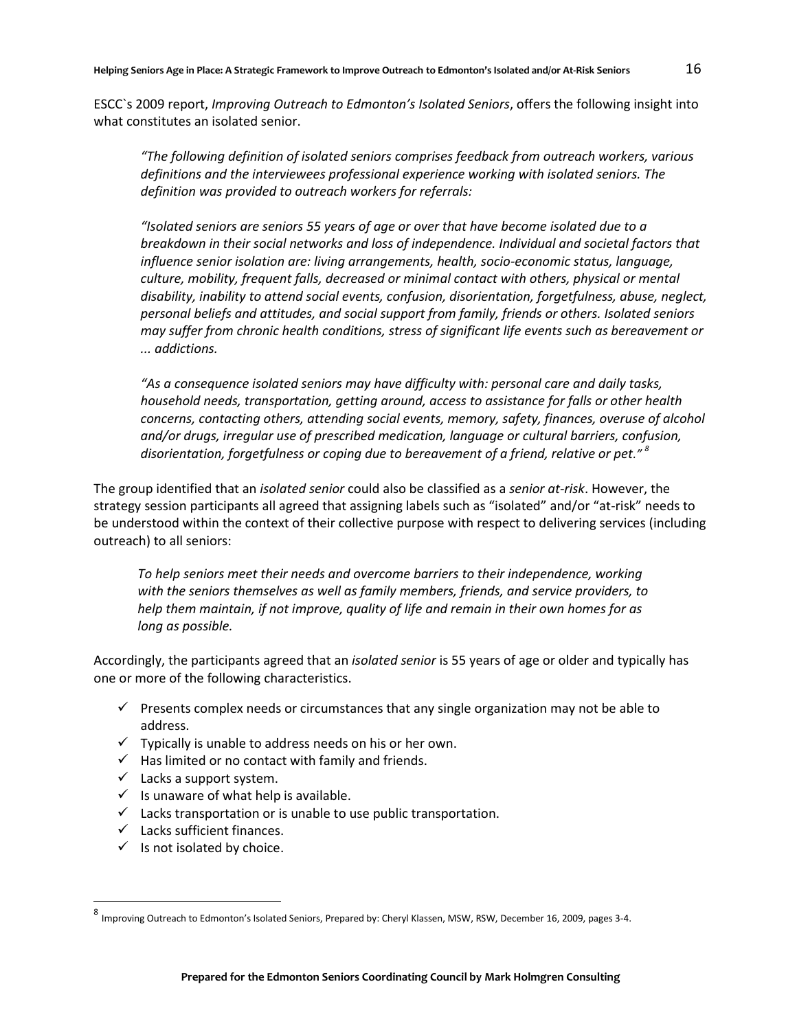ESCC`s 2009 report, *Improving Outreach to Edmonton's Isolated Seniors*, offers the following insight into what constitutes an isolated senior.

> *"The following definition of isolated seniors comprises feedback from outreach workers, various definitions and the interviewees professional experience working with isolated seniors. The definition was provided to outreach workers for referrals:*
>
> *"Isolated seniors are seniors 55 years of age or over that have become isolated due to a breakdown in their social networks and loss of independence. Individual and societal factors that influence senior isolation are: living arrangements, health, socio-economic status, language, culture, mobility, frequent falls, decreased or minimal contact with others, physical or mental disability, inability to attend social events, confusion, disorientation, forgetfulness, abuse, neglect, personal beliefs and attitudes, and social support from family, friends or others. Isolated seniors may suffer from chronic health conditions, stress of significant life events such as bereavement or ... addictions.*
>
> *"As a consequence isolated seniors may have difficulty with: personal care and daily tasks, household needs, transportation, getting around, access to assistance for falls or other health concerns, contacting others, attending social events, memory, safety, finances, overuse of alcohol and/or drugs, irregular use of prescribed medication, language or cultural barriers, confusion, disorientation, forgetfulness or coping due to bereavement of a friend, relative or pet."* [8]

The group identified that an *isolated senior* could also be classified as a *senior at-risk*. However, the strategy session participants all agreed that assigning labels such as "isolated" and/or "at-risk" needs to be understood within the context of their collective purpose with respect to delivering services (including outreach) to all seniors:

> *To help seniors meet their needs and overcome barriers to their independence, working with the seniors themselves as well as family members, friends, and service providers, to help them maintain, if not improve, quality of life and remain in their own homes for as long as possible.*

Accordingly, the participants agreed that an *isolated senior* is 55 years of age or older and typically has one or more of the following characteristics.

- ✓ Presents complex needs or circumstances that any single organization may not be able to address.
- ✓ Typically is unable to address needs on his or her own.
- ✓ Has limited or no contact with family and friends.
- ✓ Lacks a support system.
- ✓ Is unaware of what help is available.
- ✓ Lacks transportation or is unable to use public transportation.
- ✓ Lacks sufficient finances.
- ✓ Is not isolated by choice.

---

[8] Improving Outreach to Edmonton's Isolated Seniors, Prepared by: Cheryl Klassen, MSW, RSW, December 16, 2009, pages 3-4.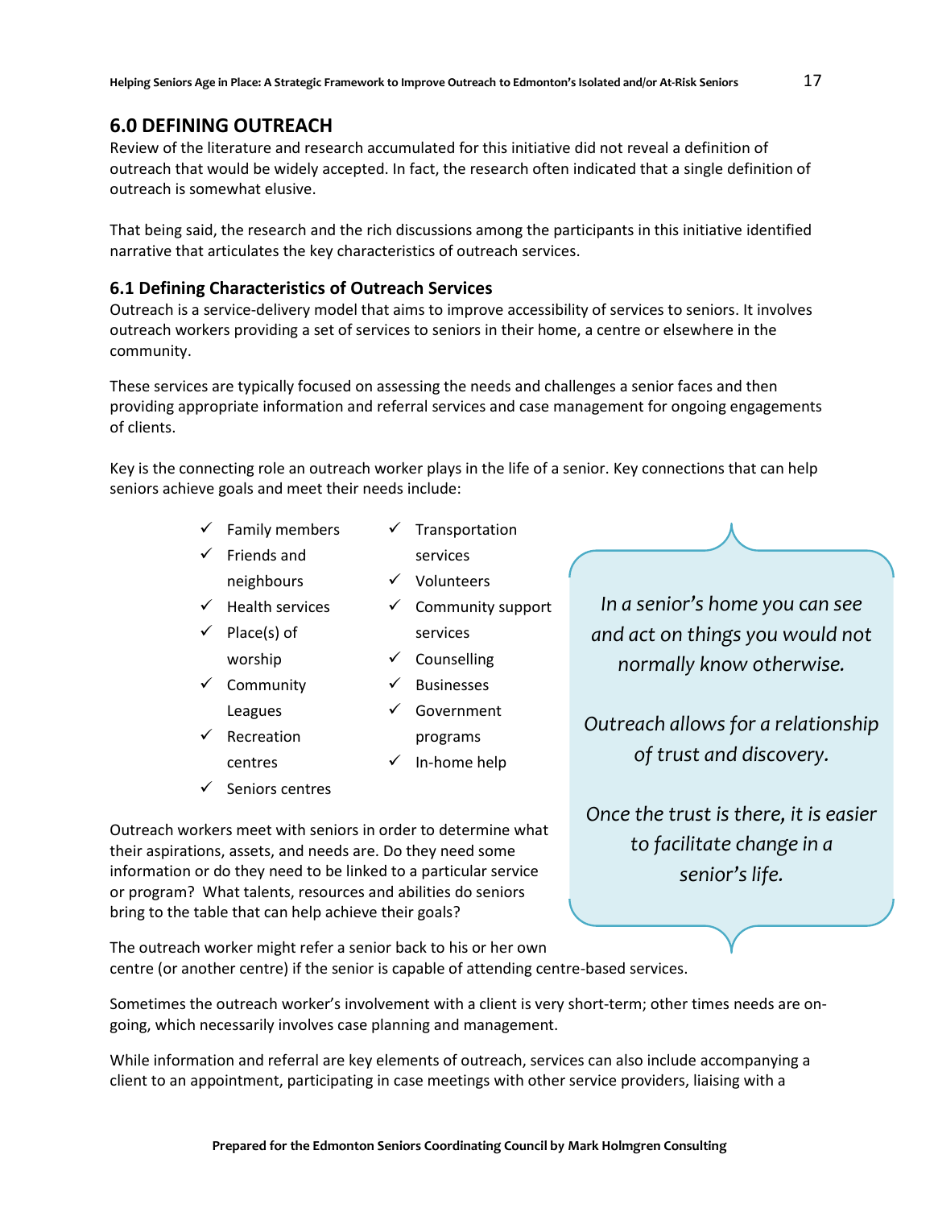## 6.0 DEFINING OUTREACH

Review of the literature and research accumulated for this initiative did not reveal a definition of outreach that would be widely accepted. In fact, the research often indicated that a single definition of outreach is somewhat elusive.

That being said, the research and the rich discussions among the participants in this initiative identified narrative that articulates the key characteristics of outreach services.

### 6.1 Defining Characteristics of Outreach Services

Outreach is a service-delivery model that aims to improve accessibility of services to seniors. It involves outreach workers providing a set of services to seniors in their home, a centre or elsewhere in the community.

These services are typically focused on assessing the needs and challenges a senior faces and then providing appropriate information and referral services and case management for ongoing engagements of clients.

Key is the connecting role an outreach worker plays in the life of a senior. Key connections that can help seniors achieve goals and meet their needs include:

- ✓ Family members
- ✓ Friends and neighbours
- ✓ Health services
- ✓ Place(s) of worship
- ✓ Community Leagues
- ✓ Recreation centres
- ✓ Seniors centres
- ✓ Transportation services
- ✓ Volunteers
- ✓ Community support services
- ✓ Counselling
- ✓ Businesses
- ✓ Government programs
- ✓ In-home help

> *In a senior's home you can see and act on things you would not normally know otherwise.*
>
> *Outreach allows for a relationship of trust and discovery.*
>
> *Once the trust is there, it is easier to facilitate change in a senior's life.*

Outreach workers meet with seniors in order to determine what their aspirations, assets, and needs are. Do they need some information or do they need to be linked to a particular service or program? What talents, resources and abilities do seniors bring to the table that can help achieve their goals?

The outreach worker might refer a senior back to his or her own centre (or another centre) if the senior is capable of attending centre-based services.

Sometimes the outreach worker's involvement with a client is very short-term; other times needs are on-going, which necessarily involves case planning and management.

While information and referral are key elements of outreach, services can also include accompanying a client to an appointment, participating in case meetings with other service providers, liaising with a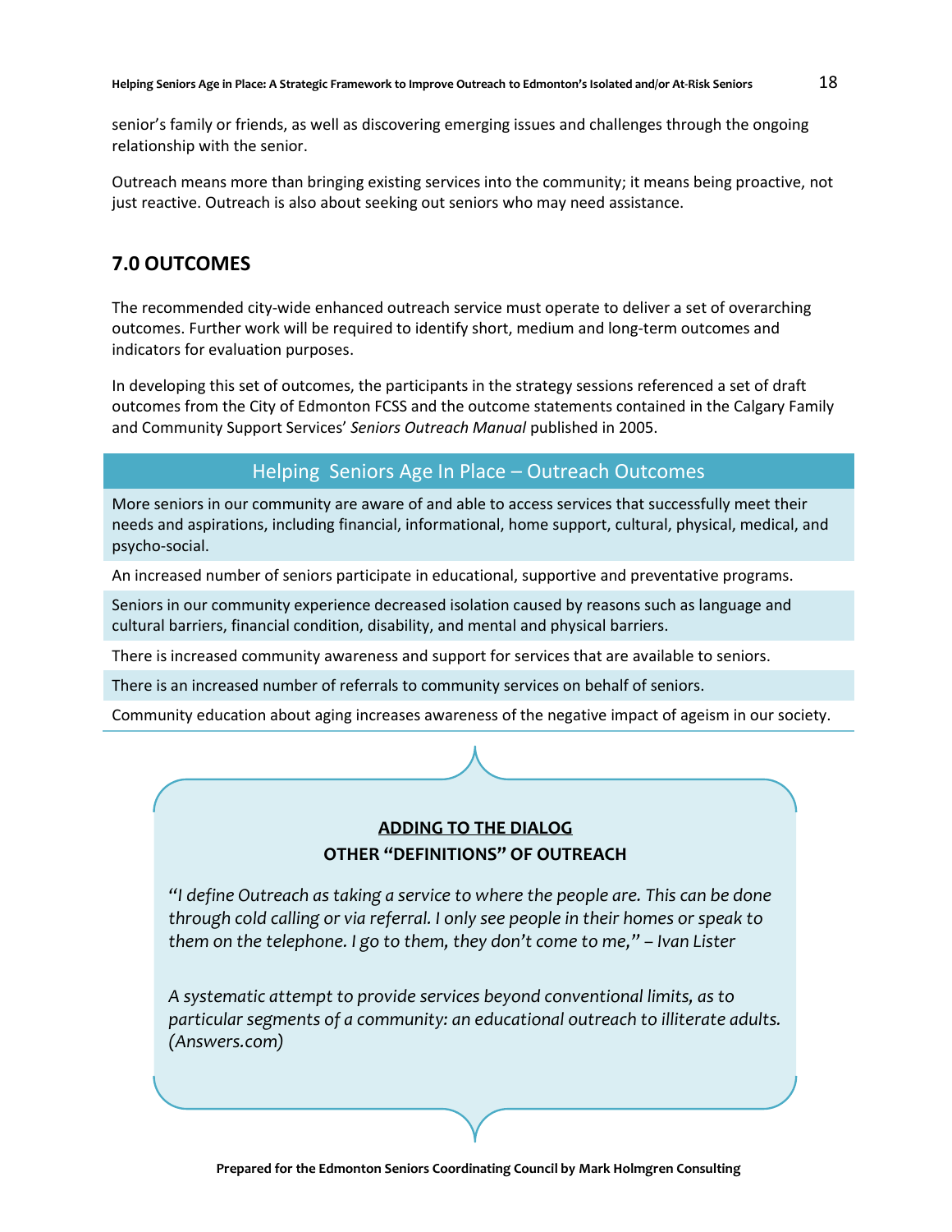senior's family or friends, as well as discovering emerging issues and challenges through the ongoing relationship with the senior.

Outreach means more than bringing existing services into the community; it means being proactive, not just reactive. Outreach is also about seeking out seniors who may need assistance.

## 7.0 OUTCOMES

The recommended city-wide enhanced outreach service must operate to deliver a set of overarching outcomes. Further work will be required to identify short, medium and long-term outcomes and indicators for evaluation purposes.

In developing this set of outcomes, the participants in the strategy sessions referenced a set of draft outcomes from the City of Edmonton FCSS and the outcome statements contained in the Calgary Family and Community Support Services' *Seniors Outreach Manual* published in 2005.

| Helping Seniors Age In Place – Outreach Outcomes |
|---|
| More seniors in our community are aware of and able to access services that successfully meet their needs and aspirations, including financial, informational, home support, cultural, physical, medical, and psycho-social. |
| An increased number of seniors participate in educational, supportive and preventative programs. |
| Seniors in our community experience decreased isolation caused by reasons such as language and cultural barriers, financial condition, disability, and mental and physical barriers. |
| There is increased community awareness and support for services that are available to seniors. |
| There is an increased number of referrals to community services on behalf of seniors. |
| Community education about aging increases awareness of the negative impact of ageism in our society. |

**ADDING TO THE DIALOG**

**OTHER "DEFINITIONS" OF OUTREACH**

*"I define Outreach as taking a service to where the people are. This can be done through cold calling or via referral. I only see people in their homes or speak to them on the telephone. I go to them, they don't come to me," – Ivan Lister*

*A systematic attempt to provide services beyond conventional limits, as to particular segments of a community: an educational outreach to illiterate adults. (Answers.com)*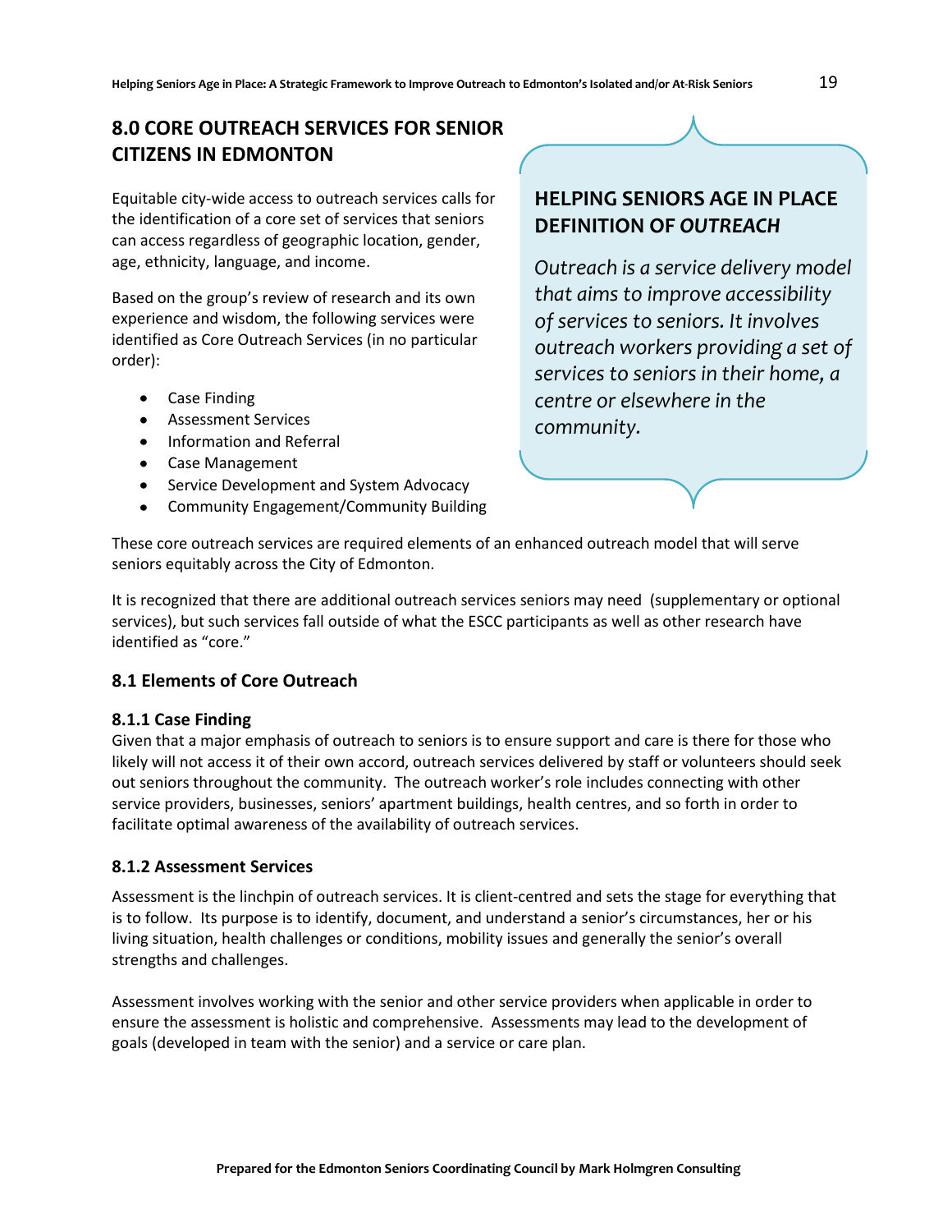## 8.0 CORE OUTREACH SERVICES FOR SENIOR CITIZENS IN EDMONTON

Equitable city-wide access to outreach services calls for the identification of a core set of services that seniors can access regardless of geographic location, gender, age, ethnicity, language, and income.

Based on the group's review of research and its own experience and wisdom, the following services were identified as Core Outreach Services (in no particular order):

- Case Finding
- Assessment Services
- Information and Referral
- Case Management
- Service Development and System Advocacy
- Community Engagement/Community Building

> **HELPING SENIORS AGE IN PLACE DEFINITION OF *OUTREACH***
>
> *Outreach is a service delivery model that aims to improve accessibility of services to seniors. It involves outreach workers providing a set of services to seniors in their home, a centre or elsewhere in the community.*

These core outreach services are required elements of an enhanced outreach model that will serve seniors equitably across the City of Edmonton.

It is recognized that there are additional outreach services seniors may need (supplementary or optional services), but such services fall outside of what the ESCC participants as well as other research have identified as "core."

### 8.1 Elements of Core Outreach

#### 8.1.1 Case Finding

Given that a major emphasis of outreach to seniors is to ensure support and care is there for those who likely will not access it of their own accord, outreach services delivered by staff or volunteers should seek out seniors throughout the community. The outreach worker's role includes connecting with other service providers, businesses, seniors' apartment buildings, health centres, and so forth in order to facilitate optimal awareness of the availability of outreach services.

#### 8.1.2 Assessment Services

Assessment is the linchpin of outreach services. It is client-centred and sets the stage for everything that is to follow. Its purpose is to identify, document, and understand a senior's circumstances, her or his living situation, health challenges or conditions, mobility issues and generally the senior's overall strengths and challenges.

Assessment involves working with the senior and other service providers when applicable in order to ensure the assessment is holistic and comprehensive. Assessments may lead to the development of goals (developed in team with the senior) and a service or care plan.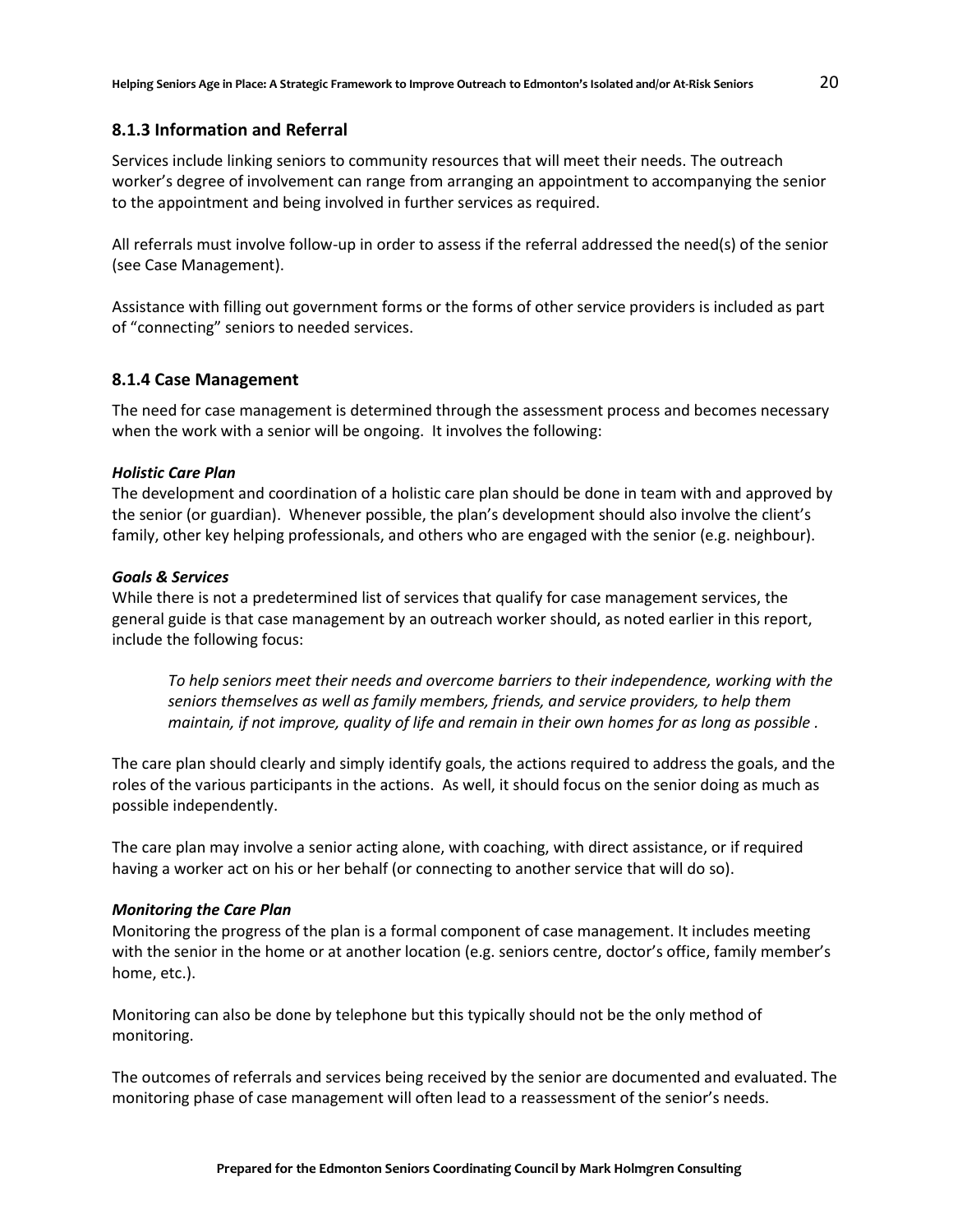### 8.1.3 Information and Referral

Services include linking seniors to community resources that will meet their needs. The outreach worker's degree of involvement can range from arranging an appointment to accompanying the senior to the appointment and being involved in further services as required.

All referrals must involve follow-up in order to assess if the referral addressed the need(s) of the senior (see Case Management).

Assistance with filling out government forms or the forms of other service providers is included as part of "connecting" seniors to needed services.

### 8.1.4 Case Management

The need for case management is determined through the assessment process and becomes necessary when the work with a senior will be ongoing. It involves the following:

***Holistic Care Plan***

The development and coordination of a holistic care plan should be done in team with and approved by the senior (or guardian). Whenever possible, the plan's development should also involve the client's family, other key helping professionals, and others who are engaged with the senior (e.g. neighbour).

***Goals & Services***

While there is not a predetermined list of services that qualify for case management services, the general guide is that case management by an outreach worker should, as noted earlier in this report, include the following focus:

> *To help seniors meet their needs and overcome barriers to their independence, working with the seniors themselves as well as family members, friends, and service providers, to help them maintain, if not improve, quality of life and remain in their own homes for as long as possible .*

The care plan should clearly and simply identify goals, the actions required to address the goals, and the roles of the various participants in the actions. As well, it should focus on the senior doing as much as possible independently.

The care plan may involve a senior acting alone, with coaching, with direct assistance, or if required having a worker act on his or her behalf (or connecting to another service that will do so).

***Monitoring the Care Plan***

Monitoring the progress of the plan is a formal component of case management. It includes meeting with the senior in the home or at another location (e.g. seniors centre, doctor's office, family member's home, etc.).

Monitoring can also be done by telephone but this typically should not be the only method of monitoring.

The outcomes of referrals and services being received by the senior are documented and evaluated. The monitoring phase of case management will often lead to a reassessment of the senior's needs.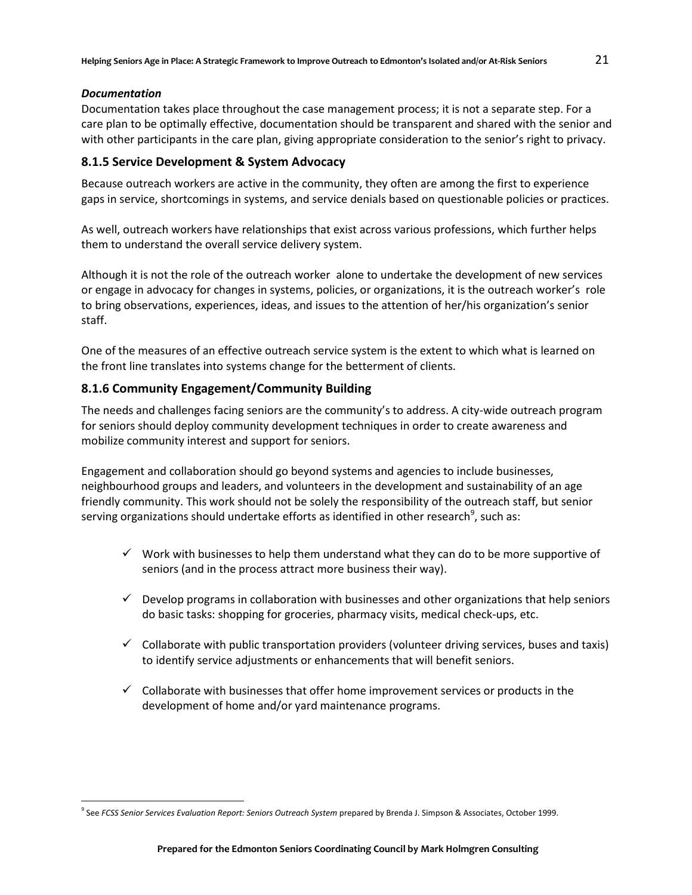*Documentation*

Documentation takes place throughout the case management process; it is not a separate step. For a care plan to be optimally effective, documentation should be transparent and shared with the senior and with other participants in the care plan, giving appropriate consideration to the senior's right to privacy.

### 8.1.5 Service Development & System Advocacy

Because outreach workers are active in the community, they often are among the first to experience gaps in service, shortcomings in systems, and service denials based on questionable policies or practices.

As well, outreach workers have relationships that exist across various professions, which further helps them to understand the overall service delivery system.

Although it is not the role of the outreach worker alone to undertake the development of new services or engage in advocacy for changes in systems, policies, or organizations, it is the outreach worker's role to bring observations, experiences, ideas, and issues to the attention of her/his organization's senior staff.

One of the measures of an effective outreach service system is the extent to which what is learned on the front line translates into systems change for the betterment of clients.

### 8.1.6 Community Engagement/Community Building

The needs and challenges facing seniors are the community's to address. A city-wide outreach program for seniors should deploy community development techniques in order to create awareness and mobilize community interest and support for seniors.

Engagement and collaboration should go beyond systems and agencies to include businesses, neighbourhood groups and leaders, and volunteers in the development and sustainability of an age friendly community. This work should not be solely the responsibility of the outreach staff, but senior serving organizations should undertake efforts as identified in other research[9], such as:

- ✓ Work with businesses to help them understand what they can do to be more supportive of seniors (and in the process attract more business their way).
- ✓ Develop programs in collaboration with businesses and other organizations that help seniors do basic tasks: shopping for groceries, pharmacy visits, medical check-ups, etc.
- ✓ Collaborate with public transportation providers (volunteer driving services, buses and taxis) to identify service adjustments or enhancements that will benefit seniors.
- ✓ Collaborate with businesses that offer home improvement services or products in the development of home and/or yard maintenance programs.

---

[9] See *FCSS Senior Services Evaluation Report: Seniors Outreach System* prepared by Brenda J. Simpson & Associates, October 1999.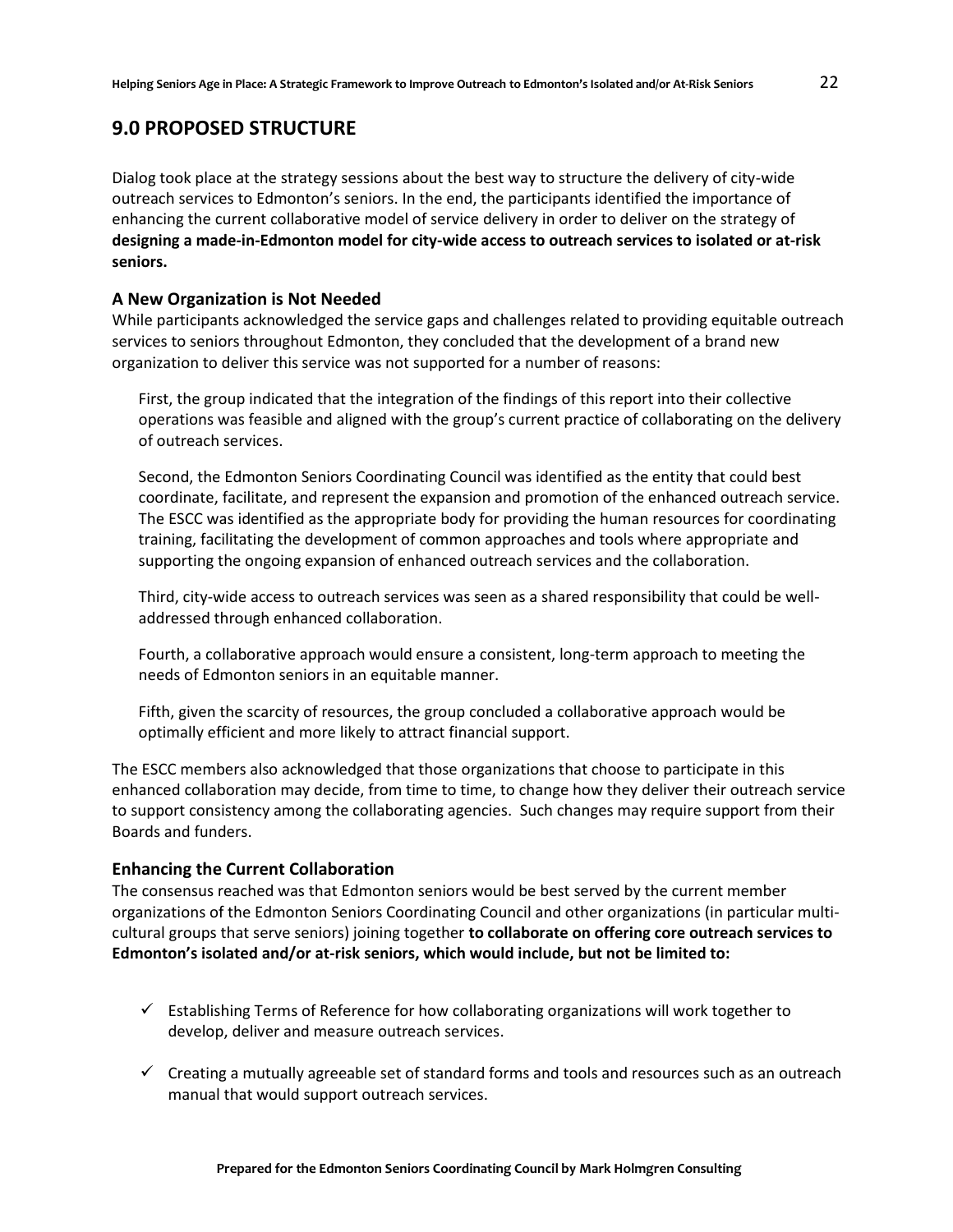## 9.0 PROPOSED STRUCTURE

Dialog took place at the strategy sessions about the best way to structure the delivery of city-wide outreach services to Edmonton's seniors. In the end, the participants identified the importance of enhancing the current collaborative model of service delivery in order to deliver on the strategy of **designing a made-in-Edmonton model for city-wide access to outreach services to isolated or at-risk seniors.**

### A New Organization is Not Needed

While participants acknowledged the service gaps and challenges related to providing equitable outreach services to seniors throughout Edmonton, they concluded that the development of a brand new organization to deliver this service was not supported for a number of reasons:

First, the group indicated that the integration of the findings of this report into their collective operations was feasible and aligned with the group's current practice of collaborating on the delivery of outreach services.

Second, the Edmonton Seniors Coordinating Council was identified as the entity that could best coordinate, facilitate, and represent the expansion and promotion of the enhanced outreach service. The ESCC was identified as the appropriate body for providing the human resources for coordinating training, facilitating the development of common approaches and tools where appropriate and supporting the ongoing expansion of enhanced outreach services and the collaboration.

Third, city-wide access to outreach services was seen as a shared responsibility that could be well-addressed through enhanced collaboration.

Fourth, a collaborative approach would ensure a consistent, long-term approach to meeting the needs of Edmonton seniors in an equitable manner.

Fifth, given the scarcity of resources, the group concluded a collaborative approach would be optimally efficient and more likely to attract financial support.

The ESCC members also acknowledged that those organizations that choose to participate in this enhanced collaboration may decide, from time to time, to change how they deliver their outreach service to support consistency among the collaborating agencies. Such changes may require support from their Boards and funders.

### Enhancing the Current Collaboration

The consensus reached was that Edmonton seniors would be best served by the current member organizations of the Edmonton Seniors Coordinating Council and other organizations (in particular multi-cultural groups that serve seniors) joining together **to collaborate on offering core outreach services to Edmonton's isolated and/or at-risk seniors, which would include, but not be limited to:**

- ✓ Establishing Terms of Reference for how collaborating organizations will work together to develop, deliver and measure outreach services.
- ✓ Creating a mutually agreeable set of standard forms and tools and resources such as an outreach manual that would support outreach services.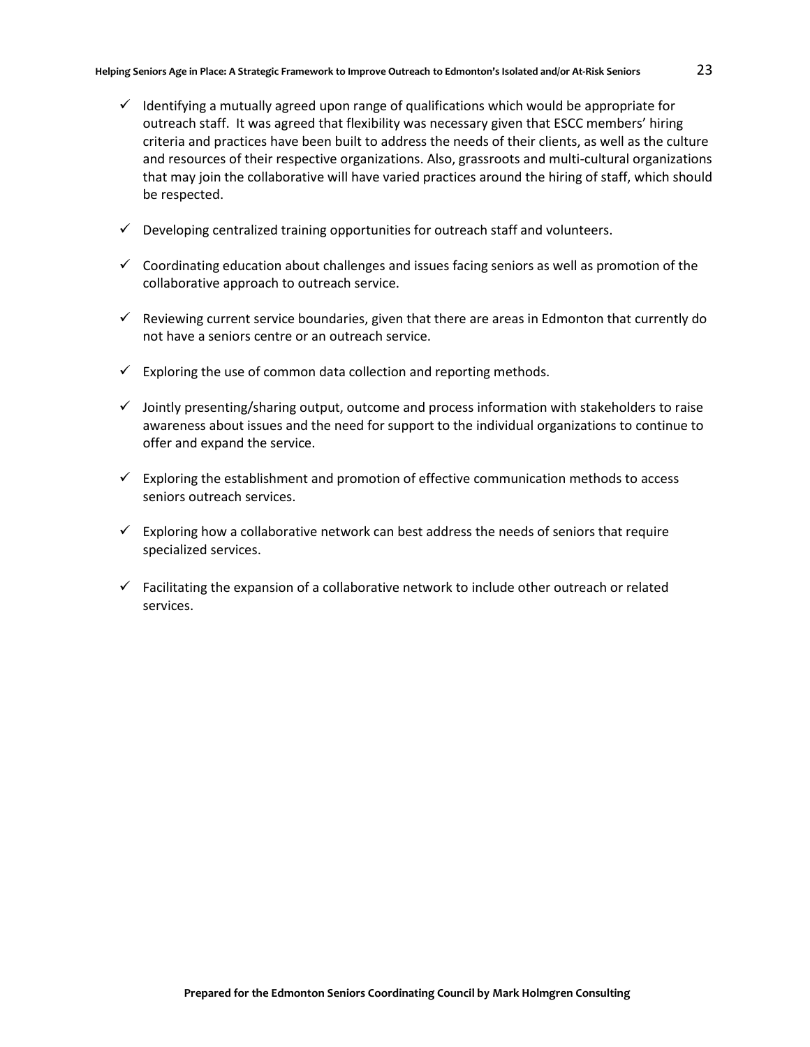- ✓ Identifying a mutually agreed upon range of qualifications which would be appropriate for outreach staff. It was agreed that flexibility was necessary given that ESCC members' hiring criteria and practices have been built to address the needs of their clients, as well as the culture and resources of their respective organizations. Also, grassroots and multi-cultural organizations that may join the collaborative will have varied practices around the hiring of staff, which should be respected.
- ✓ Developing centralized training opportunities for outreach staff and volunteers.
- ✓ Coordinating education about challenges and issues facing seniors as well as promotion of the collaborative approach to outreach service.
- ✓ Reviewing current service boundaries, given that there are areas in Edmonton that currently do not have a seniors centre or an outreach service.
- ✓ Exploring the use of common data collection and reporting methods.
- ✓ Jointly presenting/sharing output, outcome and process information with stakeholders to raise awareness about issues and the need for support to the individual organizations to continue to offer and expand the service.
- ✓ Exploring the establishment and promotion of effective communication methods to access seniors outreach services.
- ✓ Exploring how a collaborative network can best address the needs of seniors that require specialized services.
- ✓ Facilitating the expansion of a collaborative network to include other outreach or related services.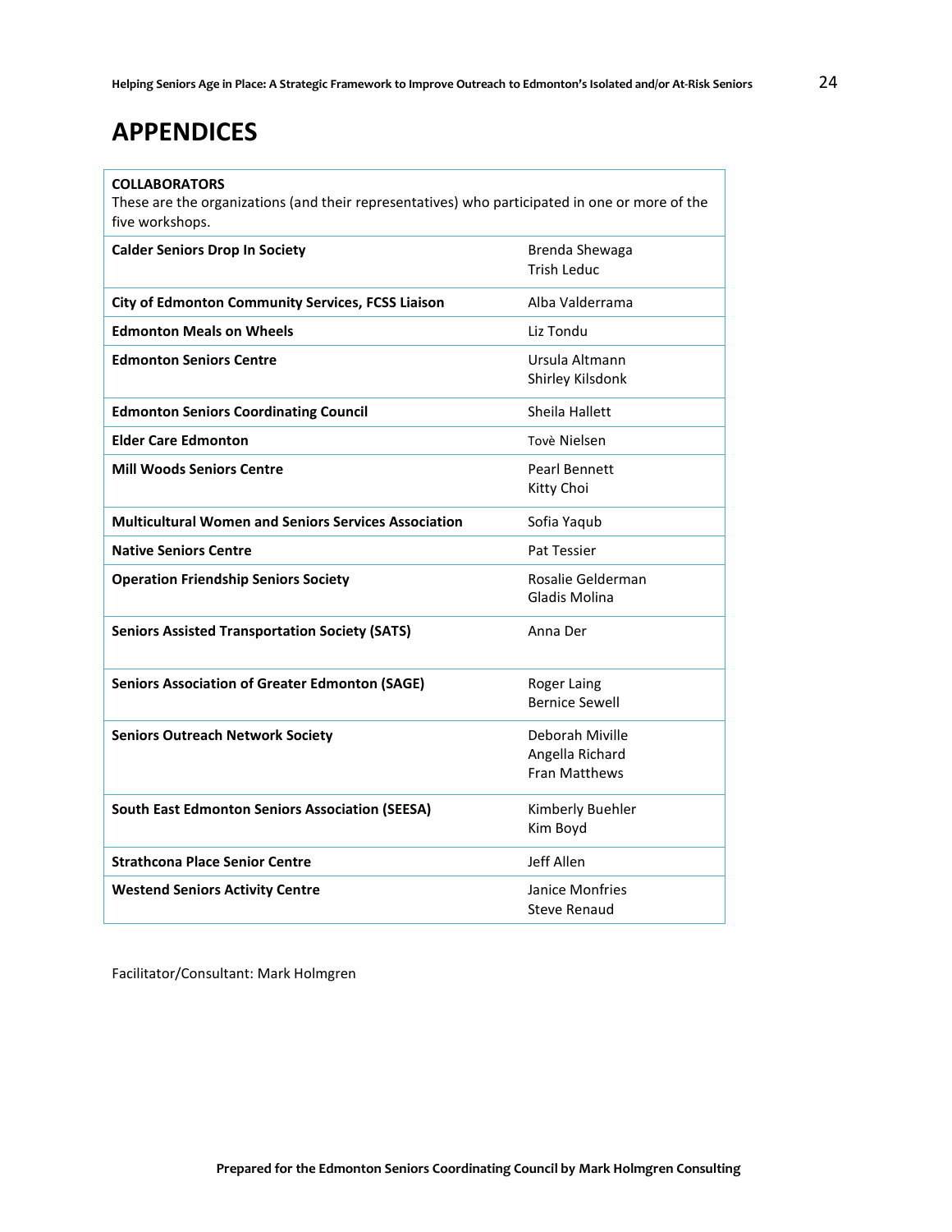# APPENDICES

| **COLLABORATORS**<br>These are the organizations (and their representatives) who participated in one or more of the five workshops. | |
|---|---|
| **Calder Seniors Drop In Society** | Brenda Shewaga<br>Trish Leduc |
| **City of Edmonton Community Services, FCSS Liaison** | Alba Valderrama |
| **Edmonton Meals on Wheels** | Liz Tondu |
| **Edmonton Seniors Centre** | Ursula Altmann<br>Shirley Kilsdonk |
| **Edmonton Seniors Coordinating Council** | Sheila Hallett |
| **Elder Care Edmonton** | Tovè Nielsen |
| **Mill Woods Seniors Centre** | Pearl Bennett<br>Kitty Choi |
| **Multicultural Women and Seniors Services Association** | Sofia Yaqub |
| **Native Seniors Centre** | Pat Tessier |
| **Operation Friendship Seniors Society** | Rosalie Gelderman<br>Gladis Molina |
| **Seniors Assisted Transportation Society (SATS)** | Anna Der |
| **Seniors Association of Greater Edmonton (SAGE)** | Roger Laing<br>Bernice Sewell |
| **Seniors Outreach Network Society** | Deborah Miville<br>Angella Richard<br>Fran Matthews |
| **South East Edmonton Seniors Association (SEESA)** | Kimberly Buehler<br>Kim Boyd |
| **Strathcona Place Senior Centre** | Jeff Allen |
| **Westend Seniors Activity Centre** | Janice Monfries<br>Steve Renaud |

Facilitator/Consultant: Mark Holmgren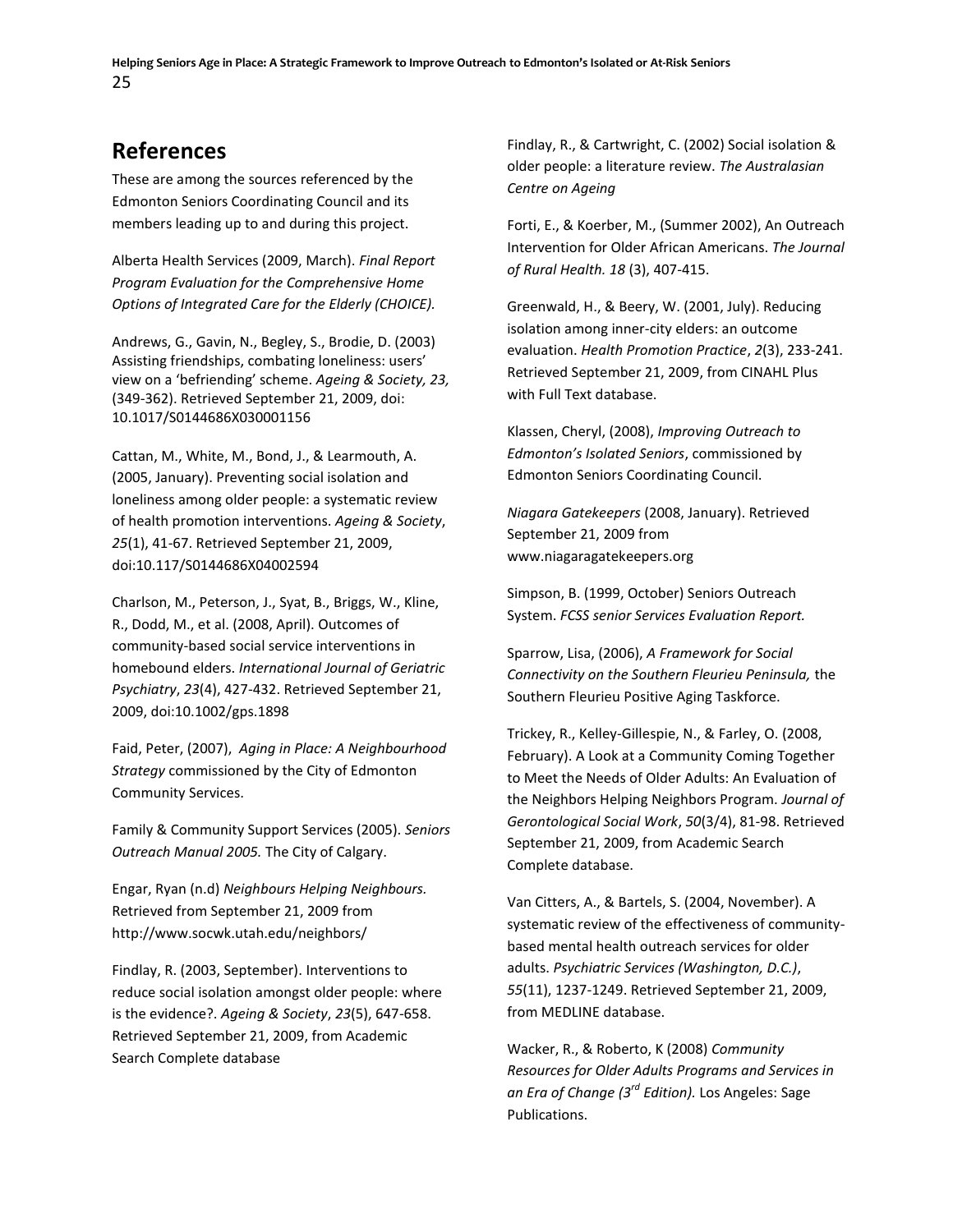# References

These are among the sources referenced by the Edmonton Seniors Coordinating Council and its members leading up to and during this project.

Alberta Health Services (2009, March). *Final Report Program Evaluation for the Comprehensive Home Options of Integrated Care for the Elderly (CHOICE).*

Andrews, G., Gavin, N., Begley, S., Brodie, D. (2003) Assisting friendships, combating loneliness: users' view on a 'befriending' scheme. *Ageing & Society, 23,* (349-362). Retrieved September 21, 2009, doi: 10.1017/S0144686X030001156

Cattan, M., White, M., Bond, J., & Learmouth, A. (2005, January). Preventing social isolation and loneliness among older people: a systematic review of health promotion interventions. *Ageing & Society*, *25*(1), 41-67. Retrieved September 21, 2009, doi:10.117/S0144686X04002594

Charlson, M., Peterson, J., Syat, B., Briggs, W., Kline, R., Dodd, M., et al. (2008, April). Outcomes of community-based social service interventions in homebound elders. *International Journal of Geriatric Psychiatry*, *23*(4), 427-432. Retrieved September 21, 2009, doi:10.1002/gps.1898

Faid, Peter, (2007), *Aging in Place: A Neighbourhood Strategy* commissioned by the City of Edmonton Community Services.

Family & Community Support Services (2005). *Seniors Outreach Manual 2005.* The City of Calgary.

Engar, Ryan (n.d) *Neighbours Helping Neighbours.* Retrieved from September 21, 2009 from http://www.socwk.utah.edu/neighbors/

Findlay, R. (2003, September). Interventions to reduce social isolation amongst older people: where is the evidence?. *Ageing & Society*, *23*(5), 647-658. Retrieved September 21, 2009, from Academic Search Complete database

Findlay, R., & Cartwright, C. (2002) Social isolation & older people: a literature review. *The Australasian Centre on Ageing*

Forti, E., & Koerber, M., (Summer 2002), An Outreach Intervention for Older African Americans. *The Journal of Rural Health. 18* (3), 407-415.

Greenwald, H., & Beery, W. (2001, July). Reducing isolation among inner-city elders: an outcome evaluation. *Health Promotion Practice*, *2*(3), 233-241. Retrieved September 21, 2009, from CINAHL Plus with Full Text database.

Klassen, Cheryl, (2008), *Improving Outreach to Edmonton's Isolated Seniors*, commissioned by Edmonton Seniors Coordinating Council.

*Niagara Gatekeepers* (2008, January). Retrieved September 21, 2009 from www.niagaragatekeepers.org

Simpson, B. (1999, October) Seniors Outreach System. *FCSS senior Services Evaluation Report.*

Sparrow, Lisa, (2006), *A Framework for Social Connectivity on the Southern Fleurieu Peninsula,* the Southern Fleurieu Positive Aging Taskforce.

Trickey, R., Kelley-Gillespie, N., & Farley, O. (2008, February). A Look at a Community Coming Together to Meet the Needs of Older Adults: An Evaluation of the Neighbors Helping Neighbors Program. *Journal of Gerontological Social Work*, *50*(3/4), 81-98. Retrieved September 21, 2009, from Academic Search Complete database.

Van Citters, A., & Bartels, S. (2004, November). A systematic review of the effectiveness of community-based mental health outreach services for older adults. *Psychiatric Services (Washington, D.C.)*, *55*(11), 1237-1249. Retrieved September 21, 2009, from MEDLINE database.

Wacker, R., & Roberto, K (2008) *Community Resources for Older Adults Programs and Services in an Era of Change (3rd Edition).* Los Angeles: Sage Publications.